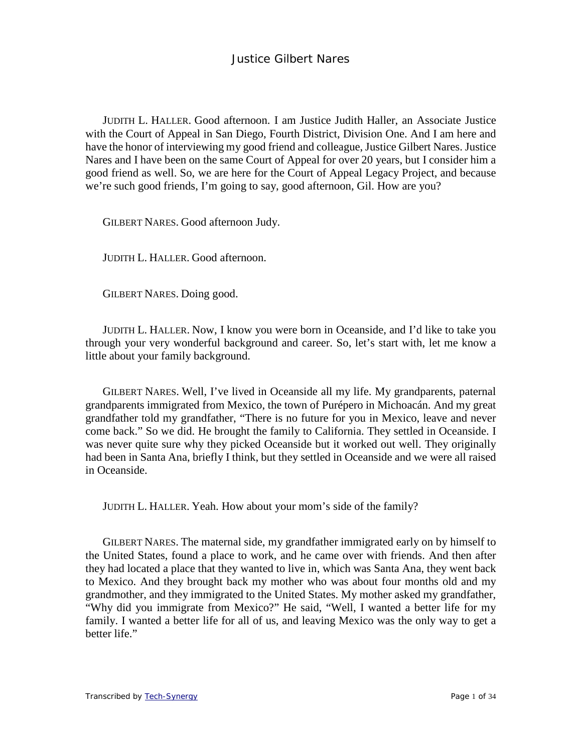# Justice Gilbert Nares

JUDITH L. HALLER. Good afternoon. I am Justice Judith Haller, an Associate Justice with the Court of Appeal in San Diego, Fourth District, Division One. And I am here and have the honor of interviewing my good friend and colleague, Justice Gilbert Nares. Justice Nares and I have been on the same Court of Appeal for over 20 years, but I consider him a good friend as well. So, we are here for the Court of Appeal Legacy Project, and because we're such good friends, I'm going to say, good afternoon, Gil. How are you?

GILBERT NARES. Good afternoon Judy.

JUDITH L. HALLER. Good afternoon.

GILBERT NARES. Doing good.

JUDITH L. HALLER. Now, I know you were born in Oceanside, and I'd like to take you through your very wonderful background and career. So, let's start with, let me know a little about your family background.

GILBERT NARES. Well, I've lived in Oceanside all my life. My grandparents, paternal grandparents immigrated from Mexico, the town of Purépero in Michoacán. And my great grandfather told my grandfather, "There is no future for you in Mexico, leave and never come back." So we did. He brought the family to California. They settled in Oceanside. I was never quite sure why they picked Oceanside but it worked out well. They originally had been in Santa Ana, briefly I think, but they settled in Oceanside and we were all raised in Oceanside.

JUDITH L. HALLER. Yeah. How about your mom's side of the family?

GILBERT NARES. The maternal side, my grandfather immigrated early on by himself to the United States, found a place to work, and he came over with friends. And then after they had located a place that they wanted to live in, which was Santa Ana, they went back to Mexico. And they brought back my mother who was about four months old and my grandmother, and they immigrated to the United States. My mother asked my grandfather, "Why did you immigrate from Mexico?" He said, "Well, I wanted a better life for my family. I wanted a better life for all of us, and leaving Mexico was the only way to get a better life."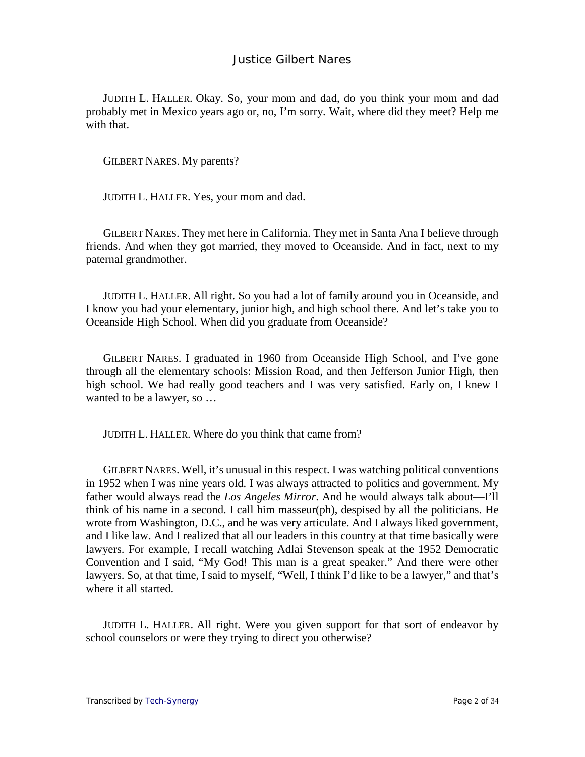JUDITH L. HALLER. Okay. So, your mom and dad, do you think your mom and dad probably met in Mexico years ago or, no, I'm sorry. Wait, where did they meet? Help me with that.

GILBERT NARES. My parents?

JUDITH L. HALLER. Yes, your mom and dad.

GILBERT NARES. They met here in California. They met in Santa Ana I believe through friends. And when they got married, they moved to Oceanside. And in fact, next to my paternal grandmother.

JUDITH L. HALLER. All right. So you had a lot of family around you in Oceanside, and I know you had your elementary, junior high, and high school there. And let's take you to Oceanside High School. When did you graduate from Oceanside?

GILBERT NARES. I graduated in 1960 from Oceanside High School, and I've gone through all the elementary schools: Mission Road, and then Jefferson Junior High, then high school. We had really good teachers and I was very satisfied. Early on, I knew I wanted to be a lawyer, so …

JUDITH L. HALLER. Where do you think that came from?

GILBERT NARES. Well, it's unusual in this respect. I was watching political conventions in 1952 when I was nine years old. I was always attracted to politics and government. My father would always read the *Los Angeles Mirror*. And he would always talk about—I'll think of his name in a second. I call him masseur(ph), despised by all the politicians. He wrote from Washington, D.C., and he was very articulate. And I always liked government, and I like law. And I realized that all our leaders in this country at that time basically were lawyers. For example, I recall watching Adlai Stevenson speak at the 1952 Democratic Convention and I said, "My God! This man is a great speaker." And there were other lawyers. So, at that time, I said to myself, "Well, I think I'd like to be a lawyer," and that's where it all started.

JUDITH L. HALLER. All right. Were you given support for that sort of endeavor by school counselors or were they trying to direct you otherwise?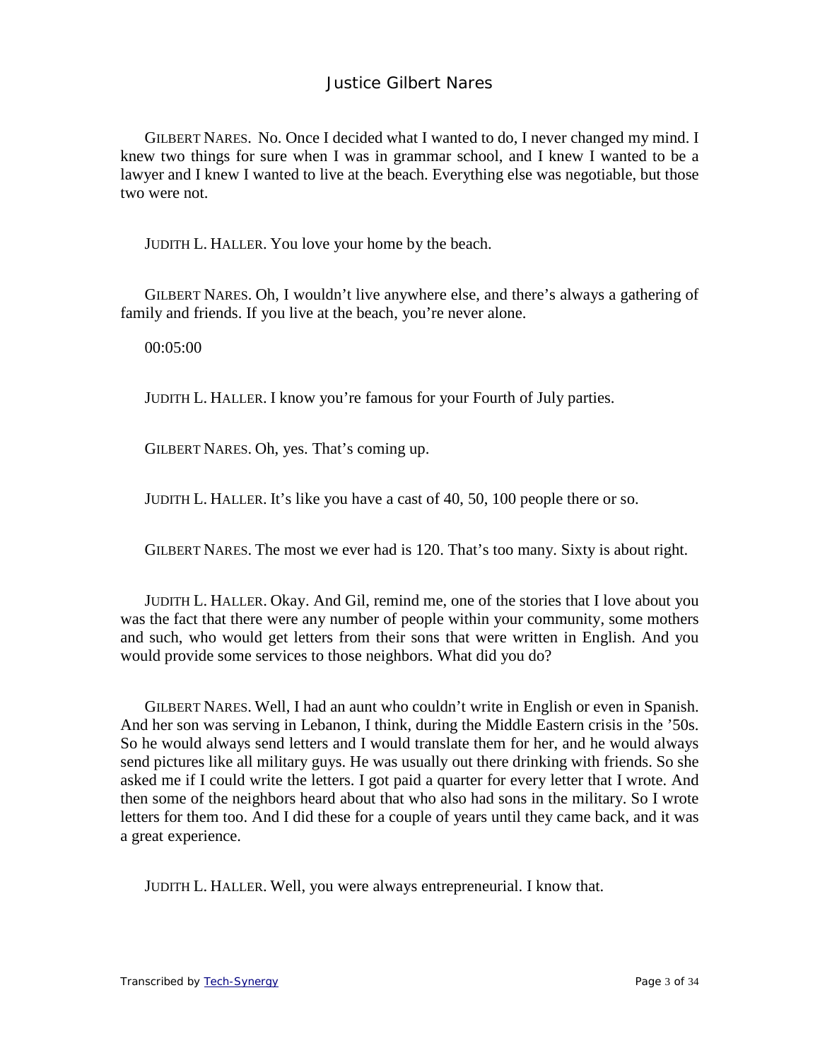GILBERT NARES. No. Once I decided what I wanted to do, I never changed my mind. I knew two things for sure when I was in grammar school, and I knew I wanted to be a lawyer and I knew I wanted to live at the beach. Everything else was negotiable, but those two were not.

JUDITH L. HALLER. You love your home by the beach.

GILBERT NARES. Oh, I wouldn't live anywhere else, and there's always a gathering of family and friends. If you live at the beach, you're never alone.

00:05:00

JUDITH L. HALLER. I know you're famous for your Fourth of July parties.

GILBERT NARES. Oh, yes. That's coming up.

JUDITH L. HALLER. It's like you have a cast of 40, 50, 100 people there or so.

GILBERT NARES. The most we ever had is 120. That's too many. Sixty is about right.

JUDITH L. HALLER. Okay. And Gil, remind me, one of the stories that I love about you was the fact that there were any number of people within your community, some mothers and such, who would get letters from their sons that were written in English. And you would provide some services to those neighbors. What did you do?

GILBERT NARES. Well, I had an aunt who couldn't write in English or even in Spanish. And her son was serving in Lebanon, I think, during the Middle Eastern crisis in the '50s. So he would always send letters and I would translate them for her, and he would always send pictures like all military guys. He was usually out there drinking with friends. So she asked me if I could write the letters. I got paid a quarter for every letter that I wrote. And then some of the neighbors heard about that who also had sons in the military. So I wrote letters for them too. And I did these for a couple of years until they came back, and it was a great experience.

JUDITH L. HALLER. Well, you were always entrepreneurial. I know that.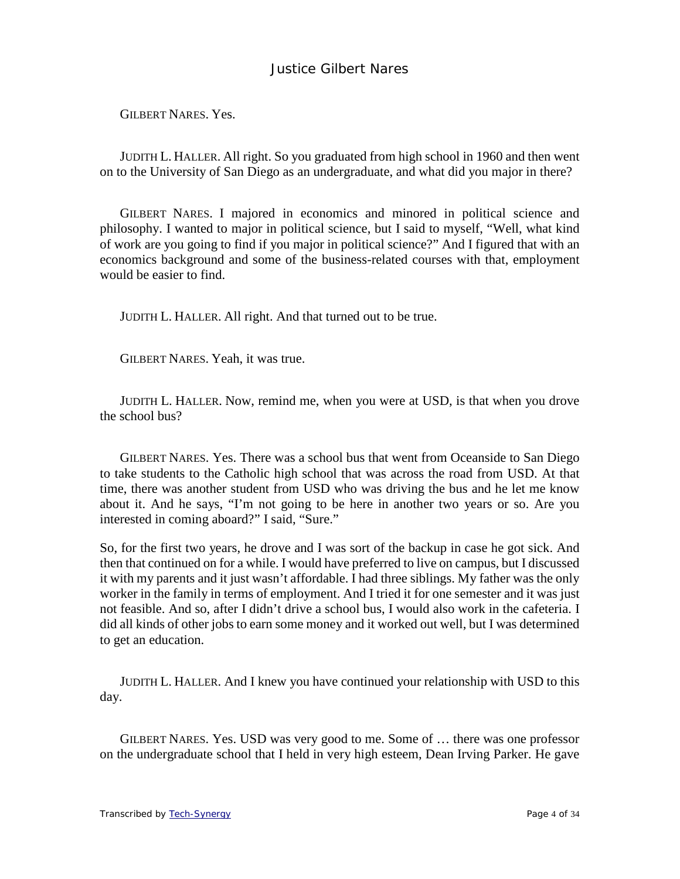GILBERT NARES. Yes.

JUDITH L. HALLER. All right. So you graduated from high school in 1960 and then went on to the University of San Diego as an undergraduate, and what did you major in there?

GILBERT NARES. I majored in economics and minored in political science and philosophy. I wanted to major in political science, but I said to myself, "Well, what kind of work are you going to find if you major in political science?" And I figured that with an economics background and some of the business-related courses with that, employment would be easier to find.

JUDITH L. HALLER. All right. And that turned out to be true.

GILBERT NARES. Yeah, it was true.

JUDITH L. HALLER. Now, remind me, when you were at USD, is that when you drove the school bus?

GILBERT NARES. Yes. There was a school bus that went from Oceanside to San Diego to take students to the Catholic high school that was across the road from USD. At that time, there was another student from USD who was driving the bus and he let me know about it. And he says, "I'm not going to be here in another two years or so. Are you interested in coming aboard?" I said, "Sure."

So, for the first two years, he drove and I was sort of the backup in case he got sick. And then that continued on for a while. I would have preferred to live on campus, but I discussed it with my parents and it just wasn't affordable. I had three siblings. My father was the only worker in the family in terms of employment. And I tried it for one semester and it was just not feasible. And so, after I didn't drive a school bus, I would also work in the cafeteria. I did all kinds of other jobs to earn some money and it worked out well, but I was determined to get an education.

JUDITH L. HALLER. And I knew you have continued your relationship with USD to this day.

GILBERT NARES. Yes. USD was very good to me. Some of … there was one professor on the undergraduate school that I held in very high esteem, Dean Irving Parker. He gave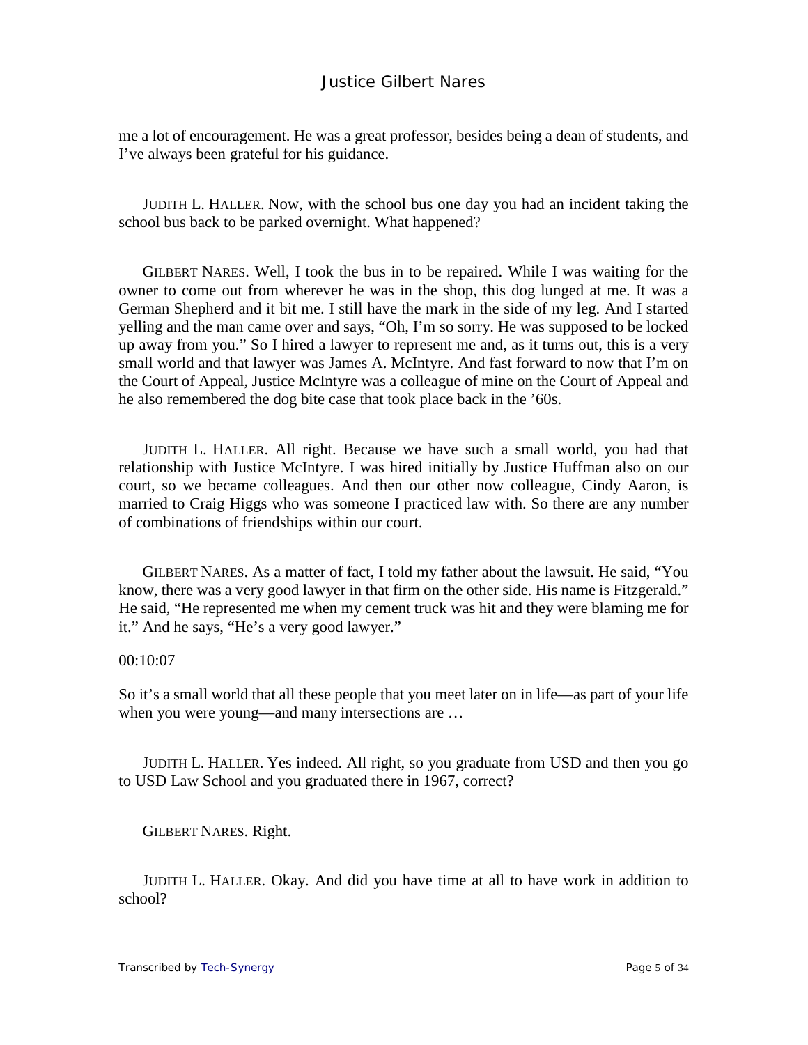me a lot of encouragement. He was a great professor, besides being a dean of students, and I've always been grateful for his guidance.

JUDITH L. HALLER. Now, with the school bus one day you had an incident taking the school bus back to be parked overnight. What happened?

GILBERT NARES. Well, I took the bus in to be repaired. While I was waiting for the owner to come out from wherever he was in the shop, this dog lunged at me. It was a German Shepherd and it bit me. I still have the mark in the side of my leg. And I started yelling and the man came over and says, "Oh, I'm so sorry. He was supposed to be locked up away from you." So I hired a lawyer to represent me and, as it turns out, this is a very small world and that lawyer was James A. McIntyre. And fast forward to now that I'm on the Court of Appeal, Justice McIntyre was a colleague of mine on the Court of Appeal and he also remembered the dog bite case that took place back in the '60s.

JUDITH L. HALLER. All right. Because we have such a small world, you had that relationship with Justice McIntyre. I was hired initially by Justice Huffman also on our court, so we became colleagues. And then our other now colleague, Cindy Aaron, is married to Craig Higgs who was someone I practiced law with. So there are any number of combinations of friendships within our court.

GILBERT NARES. As a matter of fact, I told my father about the lawsuit. He said, "You know, there was a very good lawyer in that firm on the other side. His name is Fitzgerald." He said, "He represented me when my cement truck was hit and they were blaming me for it." And he says, "He's a very good lawyer."

00:10:07

So it's a small world that all these people that you meet later on in life—as part of your life when you were young—and many intersections are …

JUDITH L. HALLER. Yes indeed. All right, so you graduate from USD and then you go to USD Law School and you graduated there in 1967, correct?

GILBERT NARES. Right.

JUDITH L. HALLER. Okay. And did you have time at all to have work in addition to school?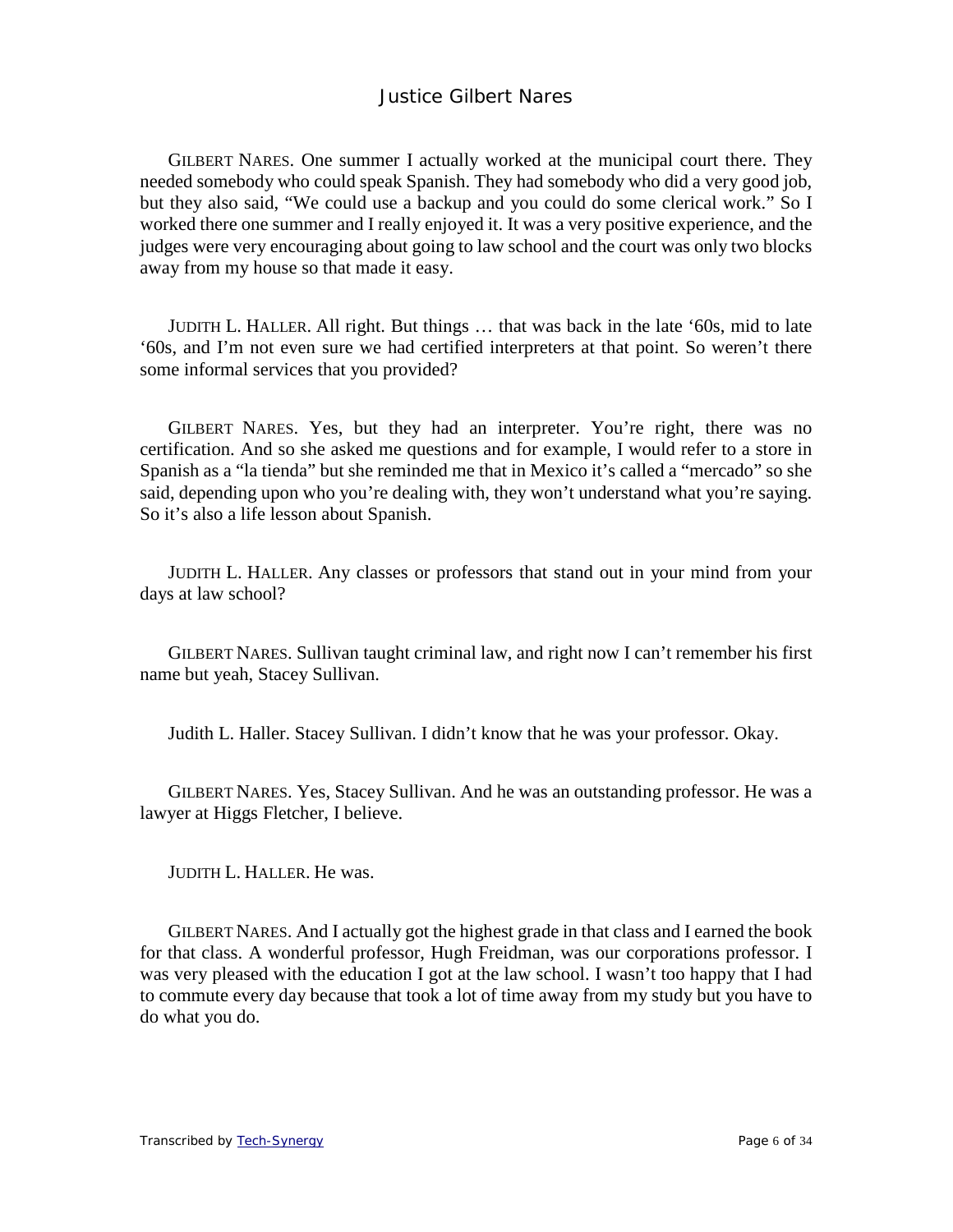GILBERT NARES. One summer I actually worked at the municipal court there. They needed somebody who could speak Spanish. They had somebody who did a very good job, but they also said, "We could use a backup and you could do some clerical work." So I worked there one summer and I really enjoyed it. It was a very positive experience, and the judges were very encouraging about going to law school and the court was only two blocks away from my house so that made it easy.

JUDITH L. HALLER. All right. But things … that was back in the late '60s, mid to late '60s, and I'm not even sure we had certified interpreters at that point. So weren't there some informal services that you provided?

GILBERT NARES. Yes, but they had an interpreter. You're right, there was no certification. And so she asked me questions and for example, I would refer to a store in Spanish as a "la tienda" but she reminded me that in Mexico it's called a "mercado" so she said, depending upon who you're dealing with, they won't understand what you're saying. So it's also a life lesson about Spanish.

JUDITH L. HALLER. Any classes or professors that stand out in your mind from your days at law school?

GILBERT NARES. Sullivan taught criminal law, and right now I can't remember his first name but yeah, Stacey Sullivan.

Judith L. Haller. Stacey Sullivan. I didn't know that he was your professor. Okay.

GILBERT NARES. Yes, Stacey Sullivan. And he was an outstanding professor. He was a lawyer at Higgs Fletcher, I believe.

JUDITH L. HALLER. He was.

GILBERT NARES. And I actually got the highest grade in that class and I earned the book for that class. A wonderful professor, Hugh Freidman, was our corporations professor. I was very pleased with the education I got at the law school. I wasn't too happy that I had to commute every day because that took a lot of time away from my study but you have to do what you do.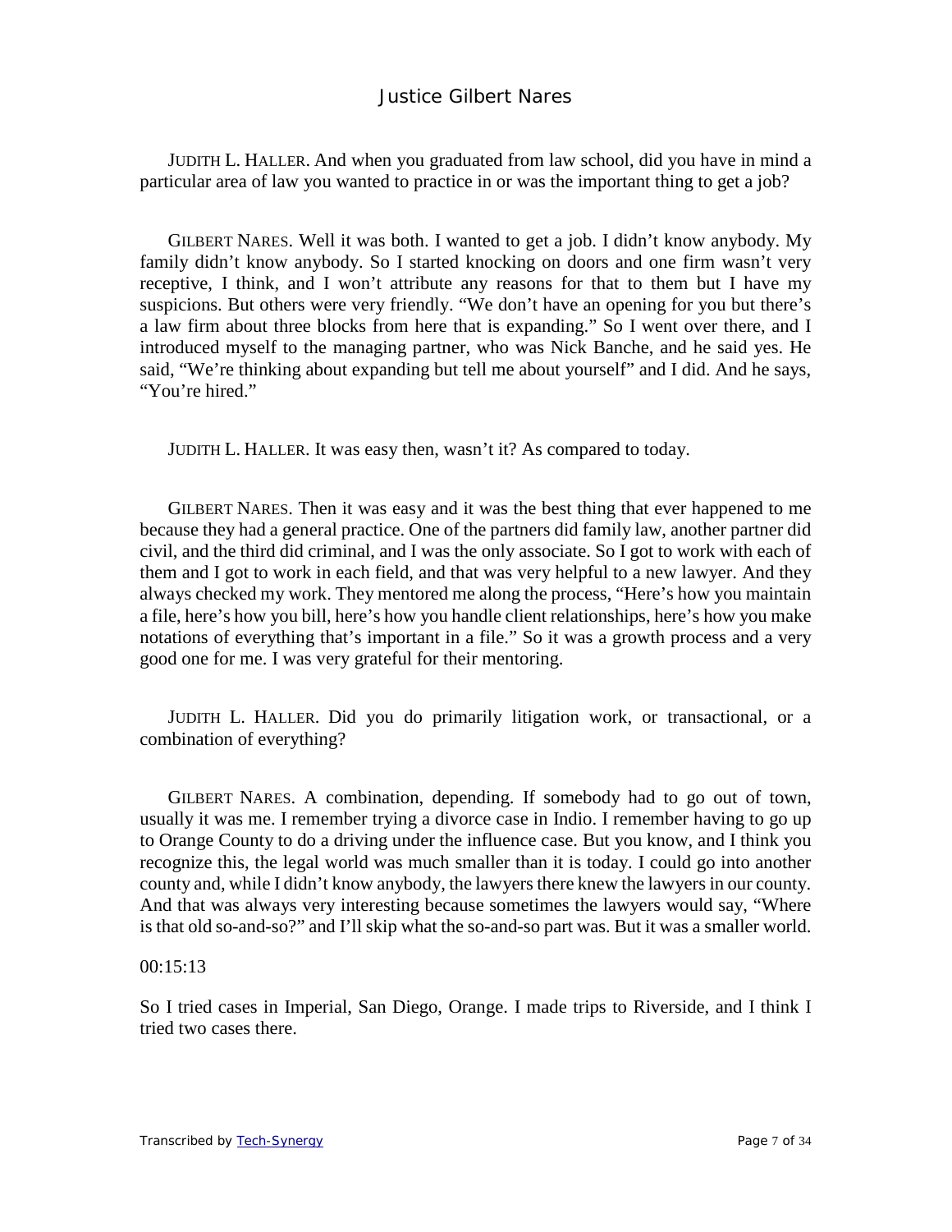JUDITH L. HALLER. And when you graduated from law school, did you have in mind a particular area of law you wanted to practice in or was the important thing to get a job?

GILBERT NARES. Well it was both. I wanted to get a job. I didn't know anybody. My family didn't know anybody. So I started knocking on doors and one firm wasn't very receptive, I think, and I won't attribute any reasons for that to them but I have my suspicions. But others were very friendly. "We don't have an opening for you but there's a law firm about three blocks from here that is expanding." So I went over there, and I introduced myself to the managing partner, who was Nick Banche, and he said yes. He said, "We're thinking about expanding but tell me about yourself" and I did. And he says, "You're hired."

JUDITH L. HALLER. It was easy then, wasn't it? As compared to today.

GILBERT NARES. Then it was easy and it was the best thing that ever happened to me because they had a general practice. One of the partners did family law, another partner did civil, and the third did criminal, and I was the only associate. So I got to work with each of them and I got to work in each field, and that was very helpful to a new lawyer. And they always checked my work. They mentored me along the process, "Here's how you maintain a file, here's how you bill, here's how you handle client relationships, here's how you make notations of everything that's important in a file." So it was a growth process and a very good one for me. I was very grateful for their mentoring.

JUDITH L. HALLER. Did you do primarily litigation work, or transactional, or a combination of everything?

GILBERT NARES. A combination, depending. If somebody had to go out of town, usually it was me. I remember trying a divorce case in Indio. I remember having to go up to Orange County to do a driving under the influence case. But you know, and I think you recognize this, the legal world was much smaller than it is today. I could go into another county and, while I didn't know anybody, the lawyers there knew the lawyers in our county. And that was always very interesting because sometimes the lawyers would say, "Where is that old so-and-so?" and I'll skip what the so-and-so part was. But it was a smaller world.

00:15:13

So I tried cases in Imperial, San Diego, Orange. I made trips to Riverside, and I think I tried two cases there.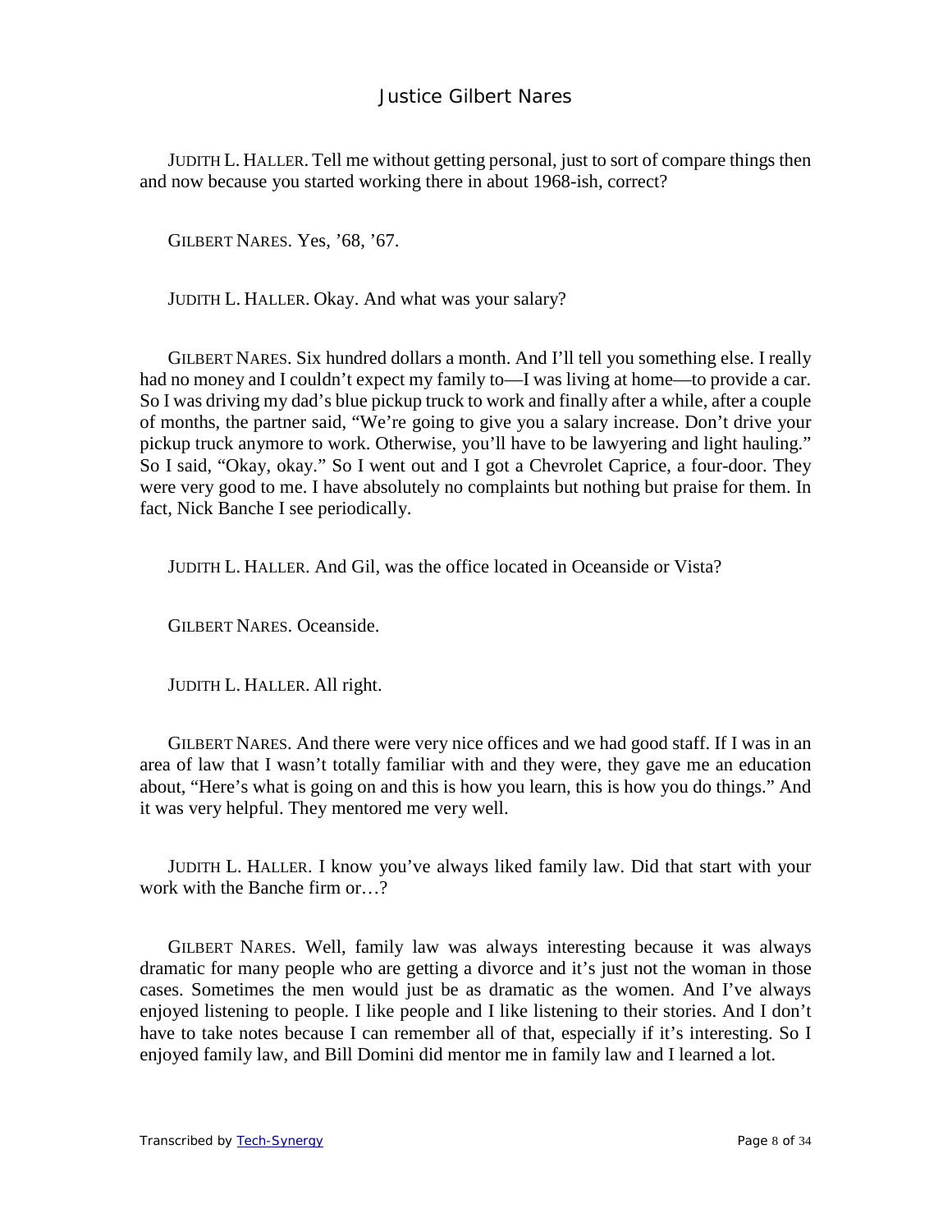JUDITH L. HALLER. Tell me without getting personal, just to sort of compare things then and now because you started working there in about 1968-ish, correct?

GILBERT NARES. Yes, '68, '67.

JUDITH L. HALLER. Okay. And what was your salary?

GILBERT NARES. Six hundred dollars a month. And I'll tell you something else. I really had no money and I couldn't expect my family to—I was living at home—to provide a car. So I was driving my dad's blue pickup truck to work and finally after a while, after a couple of months, the partner said, "We're going to give you a salary increase. Don't drive your pickup truck anymore to work. Otherwise, you'll have to be lawyering and light hauling." So I said, "Okay, okay." So I went out and I got a Chevrolet Caprice, a four-door. They were very good to me. I have absolutely no complaints but nothing but praise for them. In fact, Nick Banche I see periodically.

JUDITH L. HALLER. And Gil, was the office located in Oceanside or Vista?

GILBERT NARES. Oceanside.

JUDITH L. HALLER. All right.

GILBERT NARES. And there were very nice offices and we had good staff. If I was in an area of law that I wasn't totally familiar with and they were, they gave me an education about, "Here's what is going on and this is how you learn, this is how you do things." And it was very helpful. They mentored me very well.

JUDITH L. HALLER. I know you've always liked family law. Did that start with your work with the Banche firm or…?

GILBERT NARES. Well, family law was always interesting because it was always dramatic for many people who are getting a divorce and it's just not the woman in those cases. Sometimes the men would just be as dramatic as the women. And I've always enjoyed listening to people. I like people and I like listening to their stories. And I don't have to take notes because I can remember all of that, especially if it's interesting. So I enjoyed family law, and Bill Domini did mentor me in family law and I learned a lot.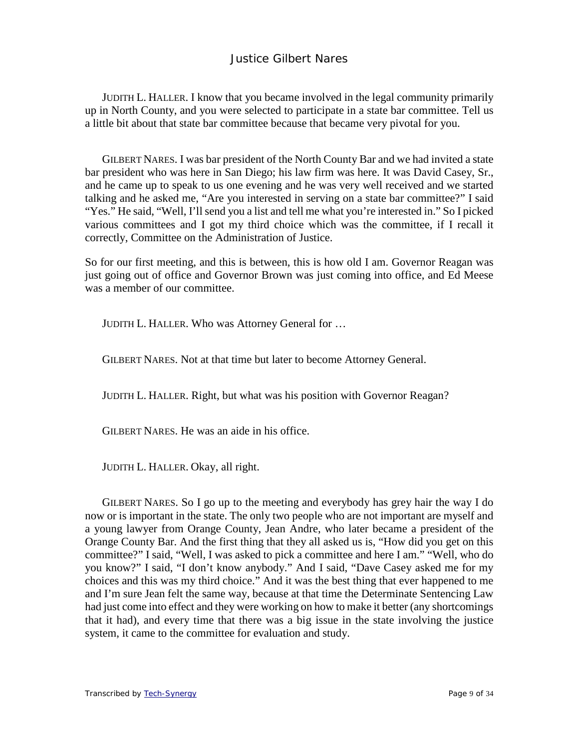JUDITH L. HALLER. I know that you became involved in the legal community primarily up in North County, and you were selected to participate in a state bar committee. Tell us a little bit about that state bar committee because that became very pivotal for you.

GILBERT NARES. I was bar president of the North County Bar and we had invited a state bar president who was here in San Diego; his law firm was here. It was David Casey, Sr., and he came up to speak to us one evening and he was very well received and we started talking and he asked me, "Are you interested in serving on a state bar committee?" I said "Yes." He said, "Well, I'll send you a list and tell me what you're interested in." So I picked various committees and I got my third choice which was the committee, if I recall it correctly, Committee on the Administration of Justice.

So for our first meeting, and this is between, this is how old I am. Governor Reagan was just going out of office and Governor Brown was just coming into office, and Ed Meese was a member of our committee.

JUDITH L. HALLER. Who was Attorney General for …

GILBERT NARES. Not at that time but later to become Attorney General.

JUDITH L. HALLER. Right, but what was his position with Governor Reagan?

GILBERT NARES. He was an aide in his office.

JUDITH L. HALLER. Okay, all right.

GILBERT NARES. So I go up to the meeting and everybody has grey hair the way I do now or is important in the state. The only two people who are not important are myself and a young lawyer from Orange County, Jean Andre, who later became a president of the Orange County Bar. And the first thing that they all asked us is, "How did you get on this committee?" I said, "Well, I was asked to pick a committee and here I am." "Well, who do you know?" I said, "I don't know anybody." And I said, "Dave Casey asked me for my choices and this was my third choice." And it was the best thing that ever happened to me and I'm sure Jean felt the same way, because at that time the Determinate Sentencing Law had just come into effect and they were working on how to make it better (any shortcomings that it had), and every time that there was a big issue in the state involving the justice system, it came to the committee for evaluation and study.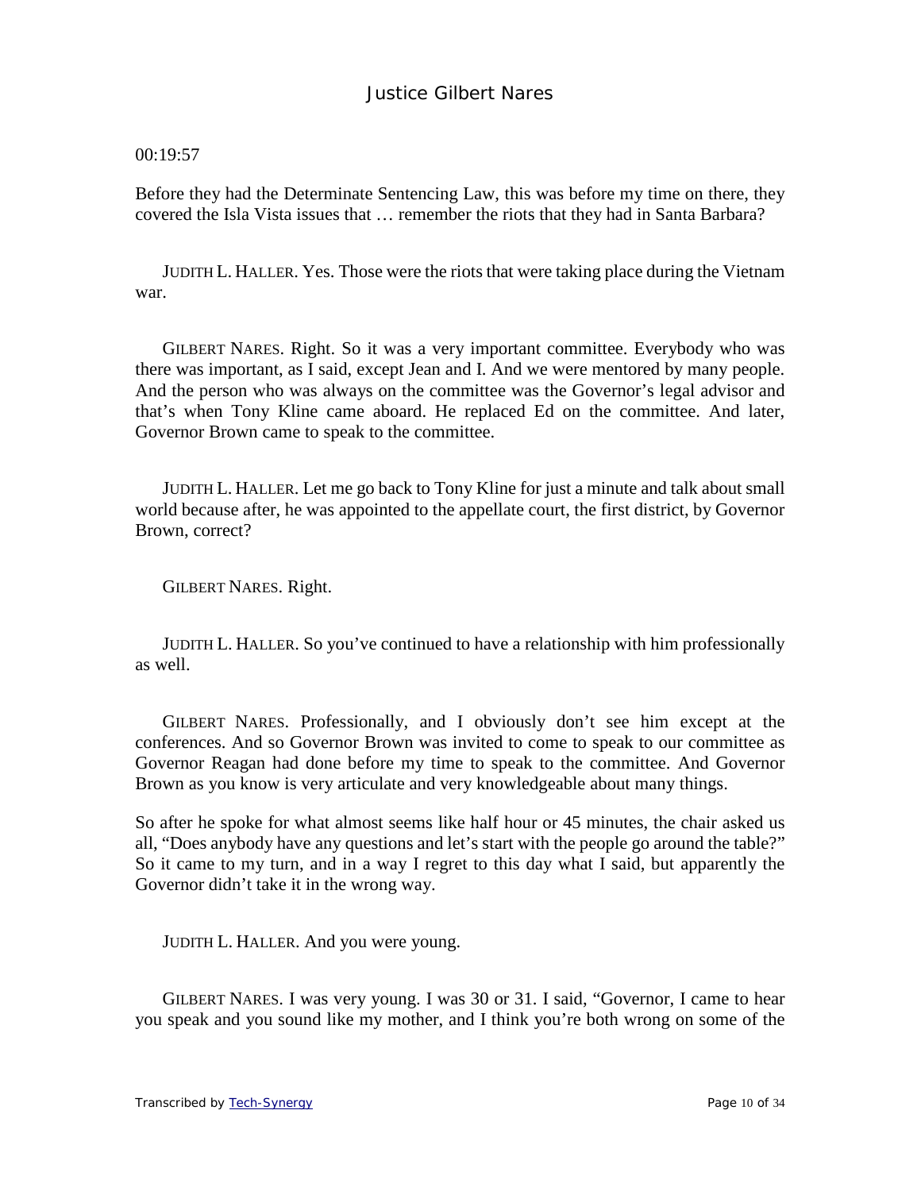00:19:57

Before they had the Determinate Sentencing Law, this was before my time on there, they covered the Isla Vista issues that … remember the riots that they had in Santa Barbara?

JUDITH L. HALLER. Yes. Those were the riots that were taking place during the Vietnam war.

GILBERT NARES. Right. So it was a very important committee. Everybody who was there was important, as I said, except Jean and I. And we were mentored by many people. And the person who was always on the committee was the Governor's legal advisor and that's when Tony Kline came aboard. He replaced Ed on the committee. And later, Governor Brown came to speak to the committee.

JUDITH L. HALLER. Let me go back to Tony Kline for just a minute and talk about small world because after, he was appointed to the appellate court, the first district, by Governor Brown, correct?

GILBERT NARES. Right.

JUDITH L. HALLER. So you've continued to have a relationship with him professionally as well.

GILBERT NARES. Professionally, and I obviously don't see him except at the conferences. And so Governor Brown was invited to come to speak to our committee as Governor Reagan had done before my time to speak to the committee. And Governor Brown as you know is very articulate and very knowledgeable about many things.

So after he spoke for what almost seems like half hour or 45 minutes, the chair asked us all, "Does anybody have any questions and let's start with the people go around the table?" So it came to my turn, and in a way I regret to this day what I said, but apparently the Governor didn't take it in the wrong way.

JUDITH L. HALLER. And you were young.

GILBERT NARES. I was very young. I was 30 or 31. I said, "Governor, I came to hear you speak and you sound like my mother, and I think you're both wrong on some of the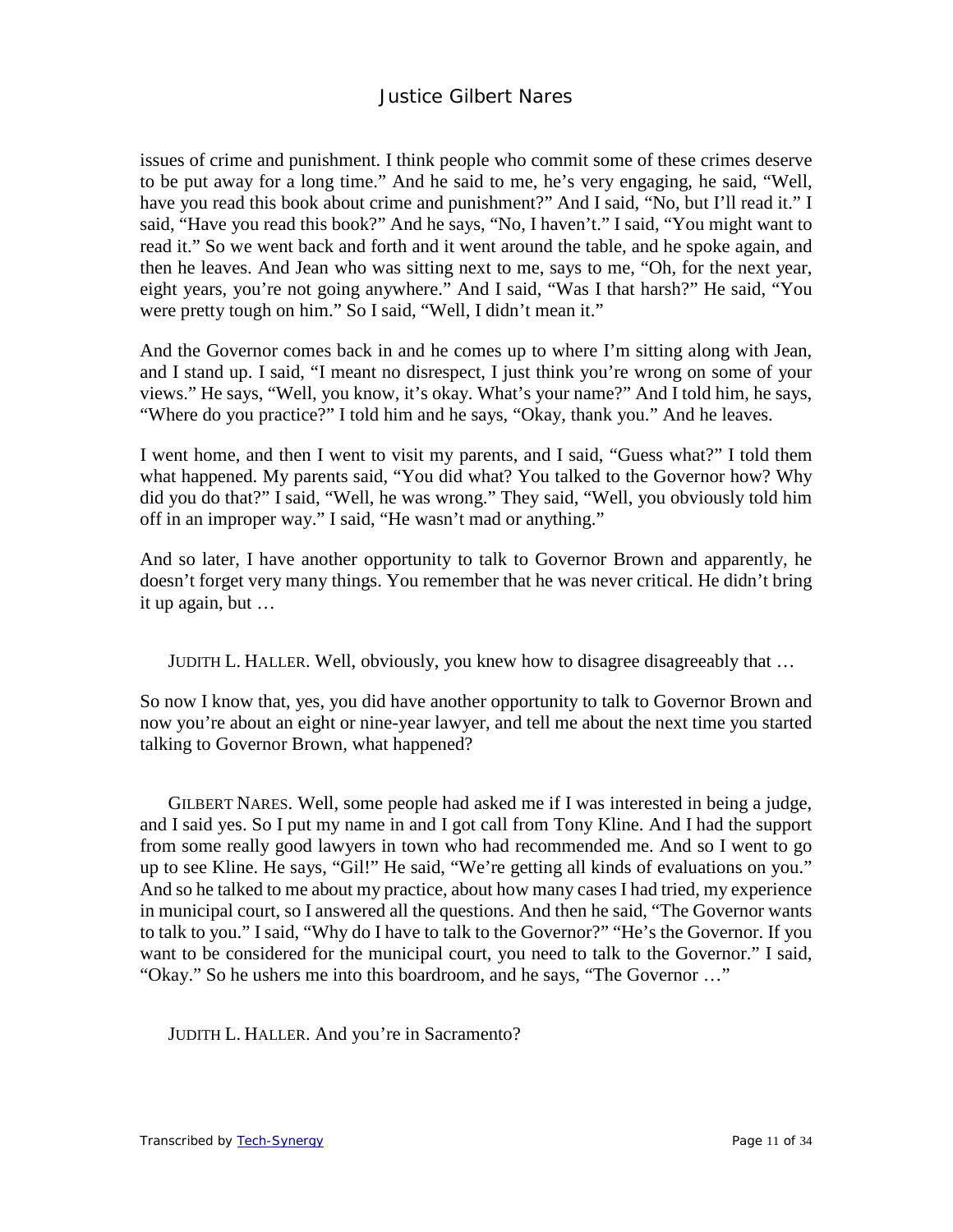issues of crime and punishment. I think people who commit some of these crimes deserve to be put away for a long time." And he said to me, he's very engaging, he said, "Well, have you read this book about crime and punishment?" And I said, "No, but I'll read it." I said, "Have you read this book?" And he says, "No, I haven't." I said, "You might want to read it." So we went back and forth and it went around the table, and he spoke again, and then he leaves. And Jean who was sitting next to me, says to me, "Oh, for the next year, eight years, you're not going anywhere." And I said, "Was I that harsh?" He said, "You were pretty tough on him." So I said, "Well, I didn't mean it."

And the Governor comes back in and he comes up to where I'm sitting along with Jean, and I stand up. I said, "I meant no disrespect, I just think you're wrong on some of your views." He says, "Well, you know, it's okay. What's your name?" And I told him, he says, "Where do you practice?" I told him and he says, "Okay, thank you." And he leaves.

I went home, and then I went to visit my parents, and I said, "Guess what?" I told them what happened. My parents said, "You did what? You talked to the Governor how? Why did you do that?" I said, "Well, he was wrong." They said, "Well, you obviously told him off in an improper way." I said, "He wasn't mad or anything."

And so later, I have another opportunity to talk to Governor Brown and apparently, he doesn't forget very many things. You remember that he was never critical. He didn't bring it up again, but …

JUDITH L. HALLER. Well, obviously, you knew how to disagree disagreeably that …

So now I know that, yes, you did have another opportunity to talk to Governor Brown and now you're about an eight or nine-year lawyer, and tell me about the next time you started talking to Governor Brown, what happened?

GILBERT NARES. Well, some people had asked me if I was interested in being a judge, and I said yes. So I put my name in and I got call from Tony Kline. And I had the support from some really good lawyers in town who had recommended me. And so I went to go up to see Kline. He says, "Gil!" He said, "We're getting all kinds of evaluations on you." And so he talked to me about my practice, about how many cases I had tried, my experience in municipal court, so I answered all the questions. And then he said, "The Governor wants to talk to you." I said, "Why do I have to talk to the Governor?" "He's the Governor. If you want to be considered for the municipal court, you need to talk to the Governor." I said, "Okay." So he ushers me into this boardroom, and he says, "The Governor …"

JUDITH L. HALLER. And you're in Sacramento?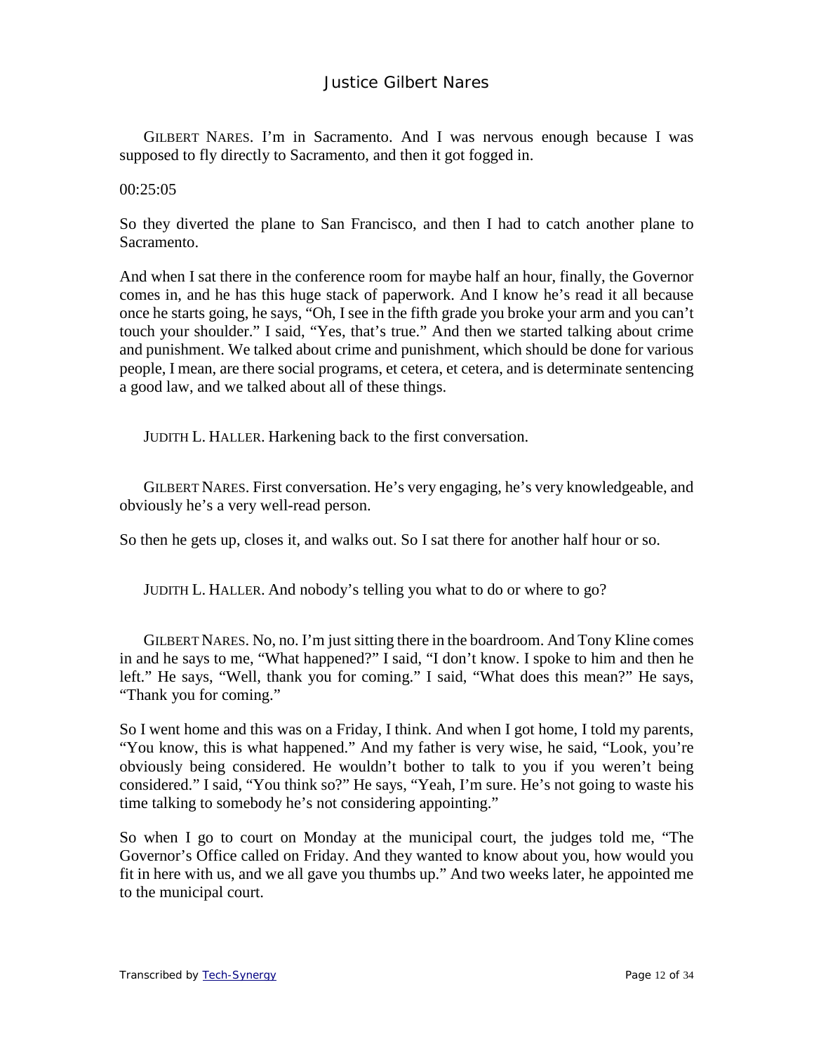GILBERT NARES. I'm in Sacramento. And I was nervous enough because I was supposed to fly directly to Sacramento, and then it got fogged in.

00:25:05

So they diverted the plane to San Francisco, and then I had to catch another plane to Sacramento.

And when I sat there in the conference room for maybe half an hour, finally, the Governor comes in, and he has this huge stack of paperwork. And I know he's read it all because once he starts going, he says, "Oh, I see in the fifth grade you broke your arm and you can't touch your shoulder." I said, "Yes, that's true." And then we started talking about crime and punishment. We talked about crime and punishment, which should be done for various people, I mean, are there social programs, et cetera, et cetera, and is determinate sentencing a good law, and we talked about all of these things.

JUDITH L. HALLER. Harkening back to the first conversation.

GILBERT NARES. First conversation. He's very engaging, he's very knowledgeable, and obviously he's a very well-read person.

So then he gets up, closes it, and walks out. So I sat there for another half hour or so.

JUDITH L. HALLER. And nobody's telling you what to do or where to go?

GILBERT NARES. No, no. I'm just sitting there in the boardroom. And Tony Kline comes in and he says to me, "What happened?" I said, "I don't know. I spoke to him and then he left." He says, "Well, thank you for coming." I said, "What does this mean?" He says, "Thank you for coming."

So I went home and this was on a Friday, I think. And when I got home, I told my parents, "You know, this is what happened." And my father is very wise, he said, "Look, you're obviously being considered. He wouldn't bother to talk to you if you weren't being considered." I said, "You think so?" He says, "Yeah, I'm sure. He's not going to waste his time talking to somebody he's not considering appointing."

So when I go to court on Monday at the municipal court, the judges told me, "The Governor's Office called on Friday. And they wanted to know about you, how would you fit in here with us, and we all gave you thumbs up." And two weeks later, he appointed me to the municipal court.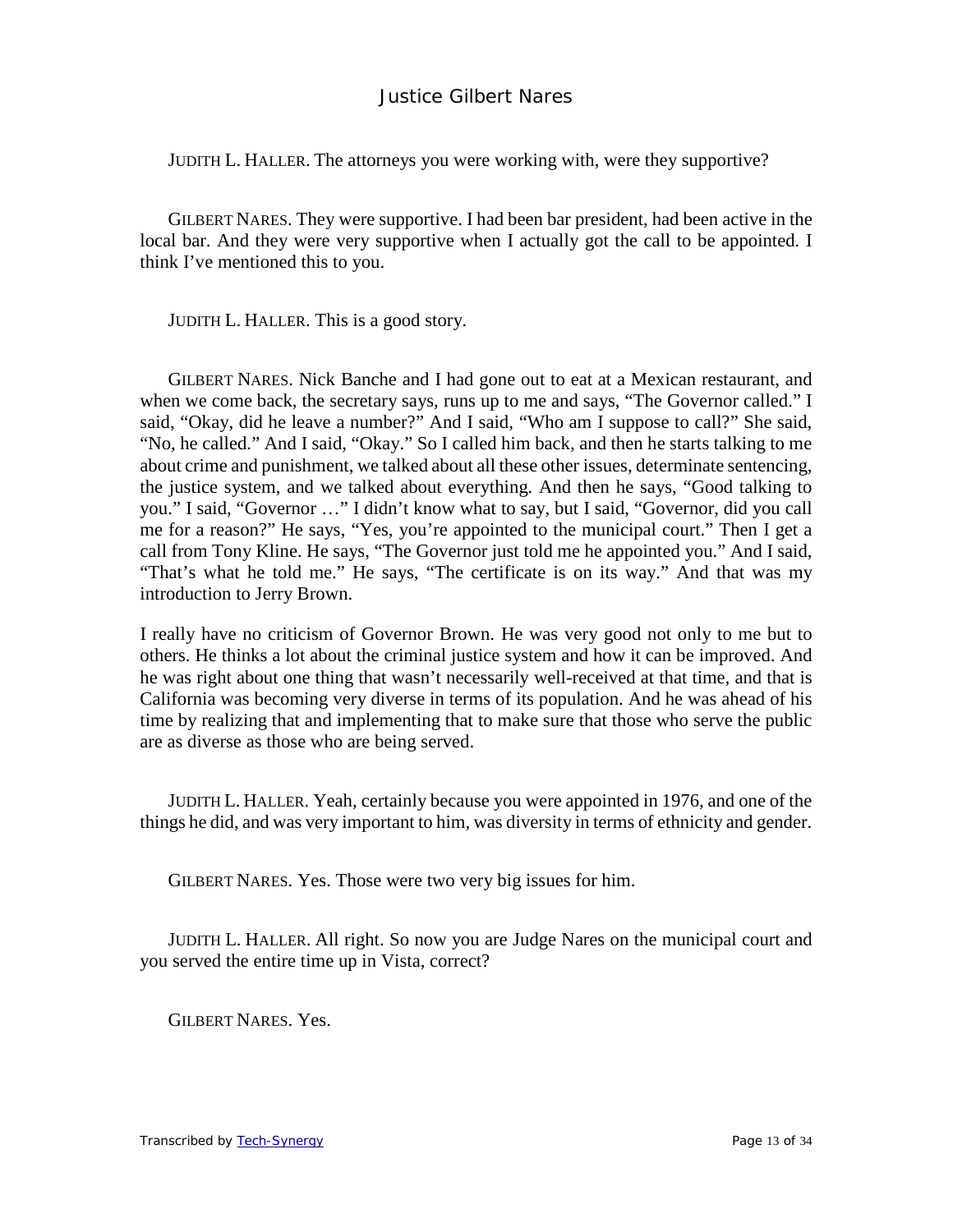JUDITH L. HALLER. The attorneys you were working with, were they supportive?

GILBERT NARES. They were supportive. I had been bar president, had been active in the local bar. And they were very supportive when I actually got the call to be appointed. I think I've mentioned this to you.

JUDITH L. HALLER. This is a good story.

GILBERT NARES. Nick Banche and I had gone out to eat at a Mexican restaurant, and when we come back, the secretary says, runs up to me and says, "The Governor called." I said, "Okay, did he leave a number?" And I said, "Who am I suppose to call?" She said, "No, he called." And I said, "Okay." So I called him back, and then he starts talking to me about crime and punishment, we talked about all these other issues, determinate sentencing, the justice system, and we talked about everything. And then he says, "Good talking to you." I said, "Governor …" I didn't know what to say, but I said, "Governor, did you call me for a reason?" He says, "Yes, you're appointed to the municipal court." Then I get a call from Tony Kline. He says, "The Governor just told me he appointed you." And I said, "That's what he told me." He says, "The certificate is on its way." And that was my introduction to Jerry Brown.

I really have no criticism of Governor Brown. He was very good not only to me but to others. He thinks a lot about the criminal justice system and how it can be improved. And he was right about one thing that wasn't necessarily well-received at that time, and that is California was becoming very diverse in terms of its population. And he was ahead of his time by realizing that and implementing that to make sure that those who serve the public are as diverse as those who are being served.

JUDITH L. HALLER. Yeah, certainly because you were appointed in 1976, and one of the things he did, and was very important to him, was diversity in terms of ethnicity and gender.

GILBERT NARES. Yes. Those were two very big issues for him.

JUDITH L. HALLER. All right. So now you are Judge Nares on the municipal court and you served the entire time up in Vista, correct?

GILBERT NARES. Yes.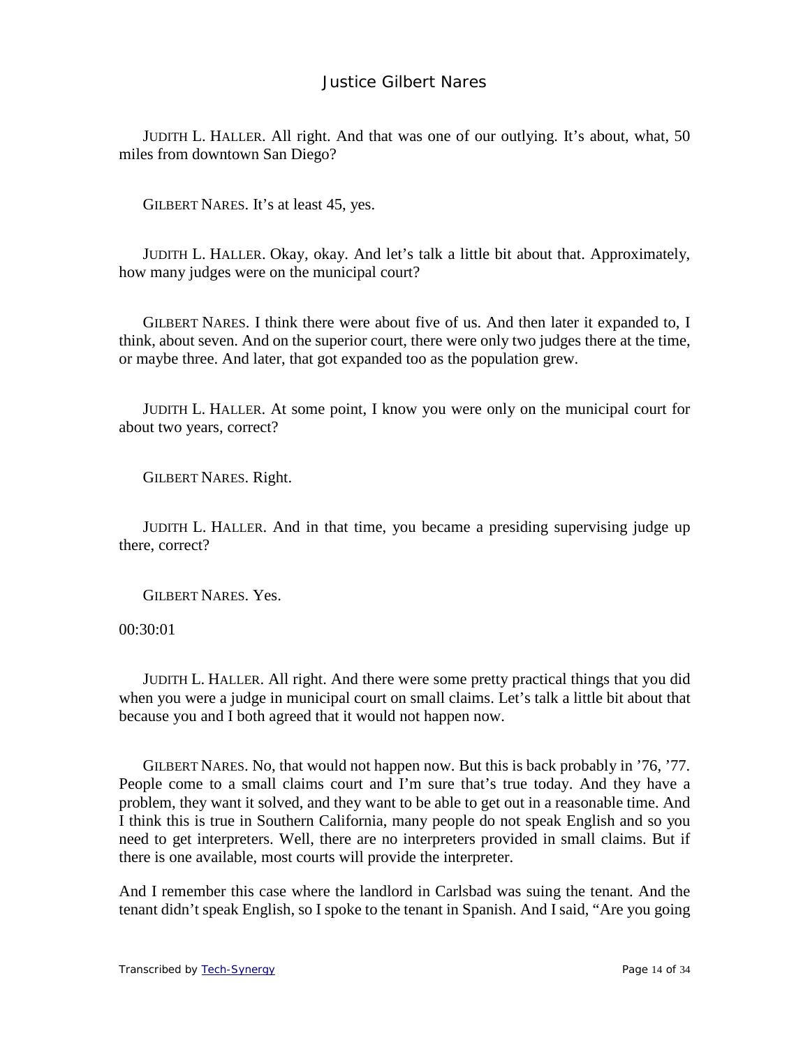JUDITH L. HALLER. All right. And that was one of our outlying. It's about, what, 50 miles from downtown San Diego?

GILBERT NARES. It's at least 45, yes.

JUDITH L. HALLER. Okay, okay. And let's talk a little bit about that. Approximately, how many judges were on the municipal court?

GILBERT NARES. I think there were about five of us. And then later it expanded to, I think, about seven. And on the superior court, there were only two judges there at the time, or maybe three. And later, that got expanded too as the population grew.

JUDITH L. HALLER. At some point, I know you were only on the municipal court for about two years, correct?

GILBERT NARES. Right.

JUDITH L. HALLER. And in that time, you became a presiding supervising judge up there, correct?

GILBERT NARES. Yes.

00:30:01

JUDITH L. HALLER. All right. And there were some pretty practical things that you did when you were a judge in municipal court on small claims. Let's talk a little bit about that because you and I both agreed that it would not happen now.

GILBERT NARES. No, that would not happen now. But this is back probably in '76, '77. People come to a small claims court and I'm sure that's true today. And they have a problem, they want it solved, and they want to be able to get out in a reasonable time. And I think this is true in Southern California, many people do not speak English and so you need to get interpreters. Well, there are no interpreters provided in small claims. But if there is one available, most courts will provide the interpreter.

And I remember this case where the landlord in Carlsbad was suing the tenant. And the tenant didn't speak English, so I spoke to the tenant in Spanish. And I said, "Are you going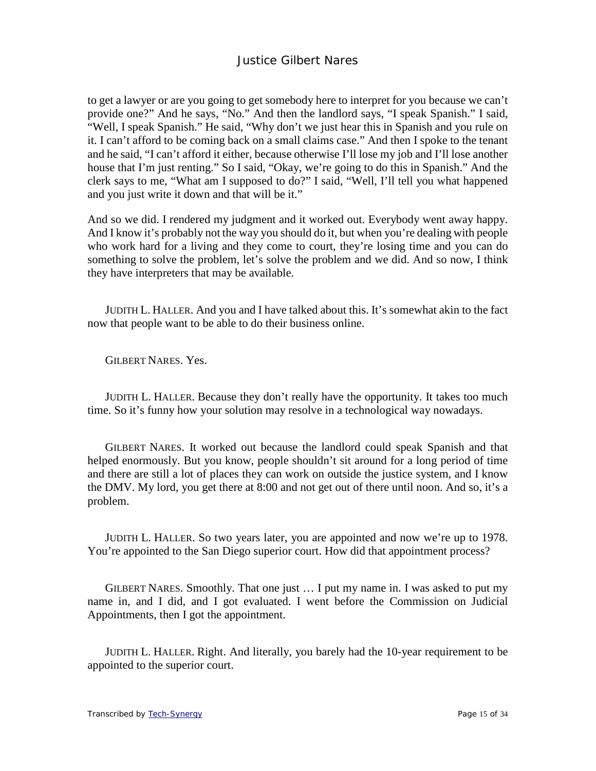to get a lawyer or are you going to get somebody here to interpret for you because we can't provide one?" And he says, "No." And then the landlord says, "I speak Spanish." I said, "Well, I speak Spanish." He said, "Why don't we just hear this in Spanish and you rule on it. I can't afford to be coming back on a small claims case." And then I spoke to the tenant and he said, "I can't afford it either, because otherwise I'll lose my job and I'll lose another house that I'm just renting." So I said, "Okay, we're going to do this in Spanish." And the clerk says to me, "What am I supposed to do?" I said, "Well, I'll tell you what happened and you just write it down and that will be it."

And so we did. I rendered my judgment and it worked out. Everybody went away happy. And I know it's probably not the way you should do it, but when you're dealing with people who work hard for a living and they come to court, they're losing time and you can do something to solve the problem, let's solve the problem and we did. And so now, I think they have interpreters that may be available.

JUDITH L. HALLER. And you and I have talked about this. It's somewhat akin to the fact now that people want to be able to do their business online.

GILBERT NARES. Yes.

JUDITH L. HALLER. Because they don't really have the opportunity. It takes too much time. So it's funny how your solution may resolve in a technological way nowadays.

GILBERT NARES. It worked out because the landlord could speak Spanish and that helped enormously. But you know, people shouldn't sit around for a long period of time and there are still a lot of places they can work on outside the justice system, and I know the DMV. My lord, you get there at 8:00 and not get out of there until noon. And so, it's a problem.

JUDITH L. HALLER. So two years later, you are appointed and now we're up to 1978. You're appointed to the San Diego superior court. How did that appointment process?

GILBERT NARES. Smoothly. That one just … I put my name in. I was asked to put my name in, and I did, and I got evaluated. I went before the Commission on Judicial Appointments, then I got the appointment.

JUDITH L. HALLER. Right. And literally, you barely had the 10-year requirement to be appointed to the superior court.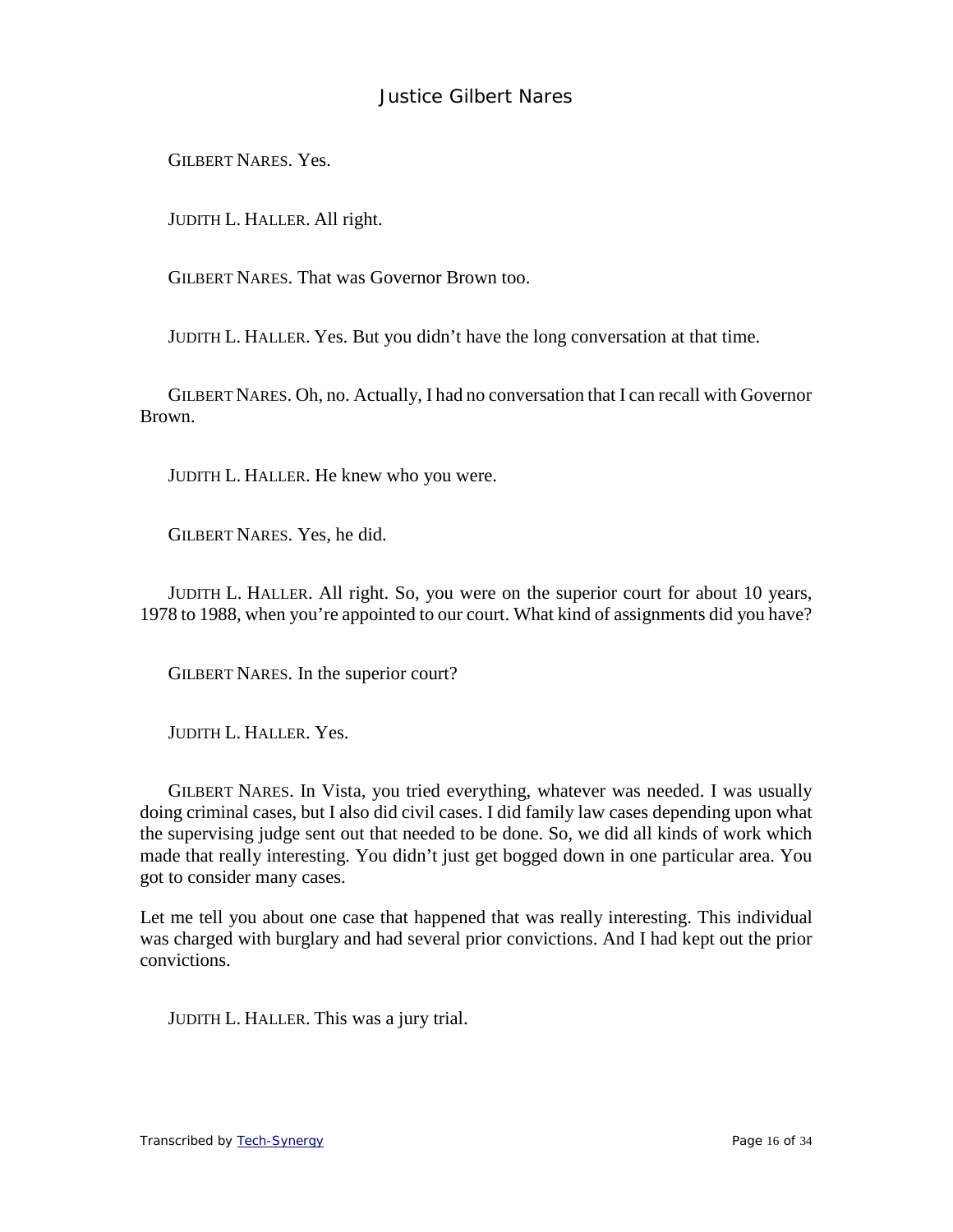GILBERT NARES. Yes.

JUDITH L. HALLER. All right.

GILBERT NARES. That was Governor Brown too.

JUDITH L. HALLER. Yes. But you didn't have the long conversation at that time.

GILBERT NARES. Oh, no. Actually, I had no conversation that I can recall with Governor Brown.

JUDITH L. HALLER. He knew who you were.

GILBERT NARES. Yes, he did.

JUDITH L. HALLER. All right. So, you were on the superior court for about 10 years, 1978 to 1988, when you're appointed to our court. What kind of assignments did you have?

GILBERT NARES. In the superior court?

JUDITH L. HALLER. Yes.

GILBERT NARES. In Vista, you tried everything, whatever was needed. I was usually doing criminal cases, but I also did civil cases. I did family law cases depending upon what the supervising judge sent out that needed to be done. So, we did all kinds of work which made that really interesting. You didn't just get bogged down in one particular area. You got to consider many cases.

Let me tell you about one case that happened that was really interesting. This individual was charged with burglary and had several prior convictions. And I had kept out the prior convictions.

JUDITH L. HALLER. This was a jury trial.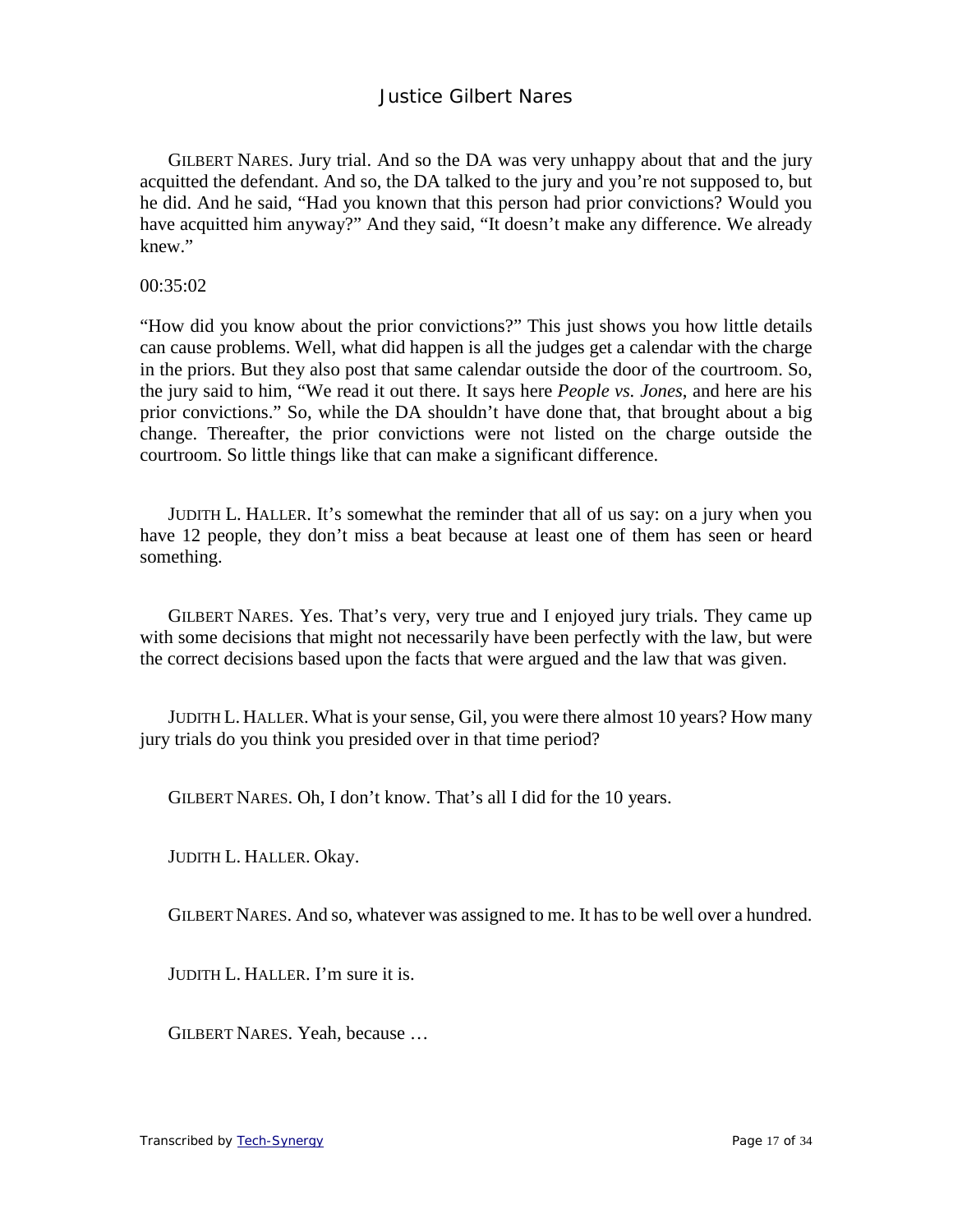GILBERT NARES. Jury trial. And so the DA was very unhappy about that and the jury acquitted the defendant. And so, the DA talked to the jury and you're not supposed to, but he did. And he said, "Had you known that this person had prior convictions? Would you have acquitted him anyway?" And they said, "It doesn't make any difference. We already knew."

00:35:02

"How did you know about the prior convictions?" This just shows you how little details can cause problems. Well, what did happen is all the judges get a calendar with the charge in the priors. But they also post that same calendar outside the door of the courtroom. So, the jury said to him, "We read it out there. It says here *People vs. Jones*, and here are his prior convictions." So, while the DA shouldn't have done that, that brought about a big change. Thereafter, the prior convictions were not listed on the charge outside the courtroom. So little things like that can make a significant difference.

JUDITH L. HALLER. It's somewhat the reminder that all of us say: on a jury when you have 12 people, they don't miss a beat because at least one of them has seen or heard something.

GILBERT NARES. Yes. That's very, very true and I enjoyed jury trials. They came up with some decisions that might not necessarily have been perfectly with the law, but were the correct decisions based upon the facts that were argued and the law that was given.

JUDITH L. HALLER. What is your sense, Gil, you were there almost 10 years? How many jury trials do you think you presided over in that time period?

GILBERT NARES. Oh, I don't know. That's all I did for the 10 years.

JUDITH L. HALLER. Okay.

GILBERT NARES. And so, whatever was assigned to me. It has to be well over a hundred.

JUDITH L. HALLER. I'm sure it is.

GILBERT NARES. Yeah, because …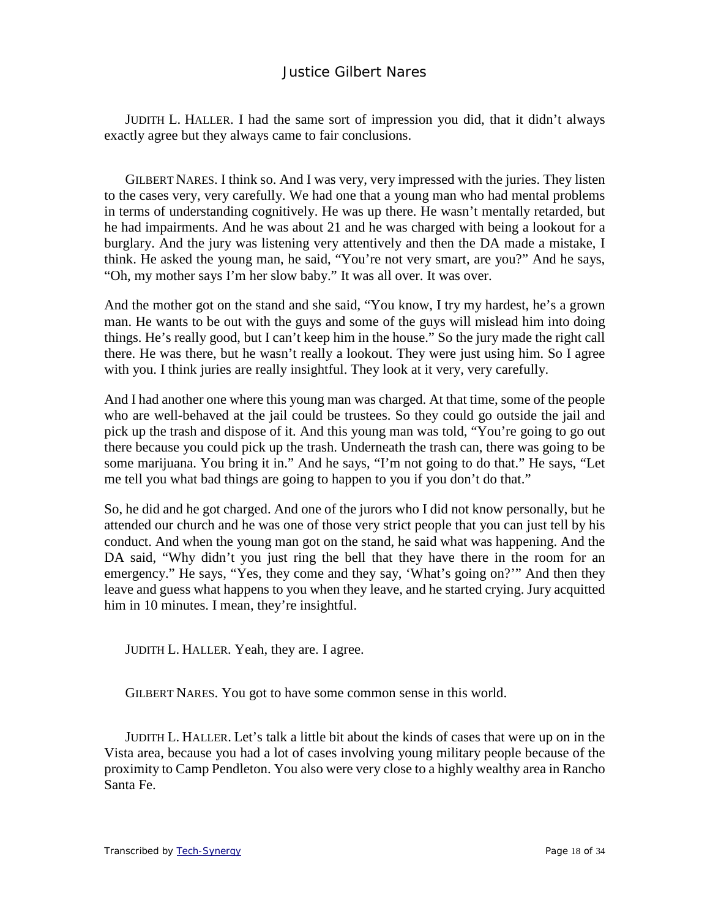JUDITH L. HALLER. I had the same sort of impression you did, that it didn't always exactly agree but they always came to fair conclusions.

GILBERT NARES. I think so. And I was very, very impressed with the juries. They listen to the cases very, very carefully. We had one that a young man who had mental problems in terms of understanding cognitively. He was up there. He wasn't mentally retarded, but he had impairments. And he was about 21 and he was charged with being a lookout for a burglary. And the jury was listening very attentively and then the DA made a mistake, I think. He asked the young man, he said, "You're not very smart, are you?" And he says, "Oh, my mother says I'm her slow baby." It was all over. It was over.

And the mother got on the stand and she said, "You know, I try my hardest, he's a grown man. He wants to be out with the guys and some of the guys will mislead him into doing things. He's really good, but I can't keep him in the house." So the jury made the right call there. He was there, but he wasn't really a lookout. They were just using him. So I agree with you. I think juries are really insightful. They look at it very, very carefully.

And I had another one where this young man was charged. At that time, some of the people who are well-behaved at the jail could be trustees. So they could go outside the jail and pick up the trash and dispose of it. And this young man was told, "You're going to go out there because you could pick up the trash. Underneath the trash can, there was going to be some marijuana. You bring it in." And he says, "I'm not going to do that." He says, "Let me tell you what bad things are going to happen to you if you don't do that."

So, he did and he got charged. And one of the jurors who I did not know personally, but he attended our church and he was one of those very strict people that you can just tell by his conduct. And when the young man got on the stand, he said what was happening. And the DA said, "Why didn't you just ring the bell that they have there in the room for an emergency." He says, "Yes, they come and they say, 'What's going on?'" And then they leave and guess what happens to you when they leave, and he started crying. Jury acquitted him in 10 minutes. I mean, they're insightful.

JUDITH L. HALLER. Yeah, they are. I agree.

GILBERT NARES. You got to have some common sense in this world.

JUDITH L. HALLER. Let's talk a little bit about the kinds of cases that were up on in the Vista area, because you had a lot of cases involving young military people because of the proximity to Camp Pendleton. You also were very close to a highly wealthy area in Rancho Santa Fe.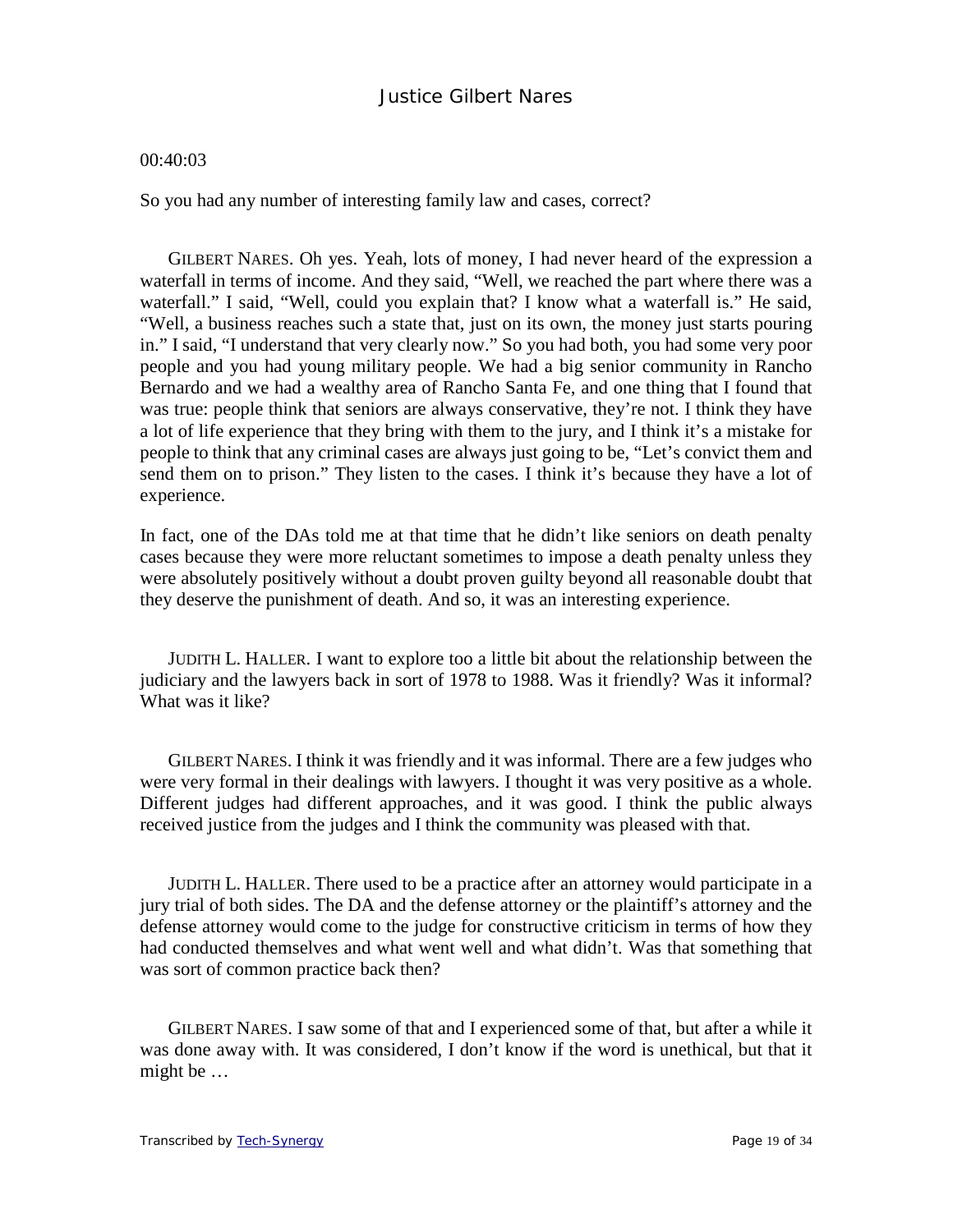00:40:03

So you had any number of interesting family law and cases, correct?

GILBERT NARES. Oh yes. Yeah, lots of money, I had never heard of the expression a waterfall in terms of income. And they said, “Well, we reached the part where there was a waterfall.” I said, “Well, could you explain that? I know what a waterfall is.” He said, “Well, a business reaches such a state that, just on its own, the money just starts pouring in.” I said, “I understand that very clearly now.” So you had both, you had some very poor people and you had young military people. We had a big senior community in Rancho Bernardo and we had a wealthy area of Rancho Santa Fe, and one thing that I found that was true: people think that seniors are always conservative, they’re not. I think they have a lot of life experience that they bring with them to the jury, and I think it’s a mistake for people to think that any criminal cases are always just going to be, “Let’s convict them and send them on to prison.” They listen to the cases. I think it’s because they have a lot of experience.

In fact, one of the DAs told me at that time that he didn’t like seniors on death penalty cases because they were more reluctant sometimes to impose a death penalty unless they were absolutely positively without a doubt proven guilty beyond all reasonable doubt that they deserve the punishment of death. And so, it was an interesting experience.

JUDITH L. HALLER. I want to explore too a little bit about the relationship between the judiciary and the lawyers back in sort of 1978 to 1988. Was it friendly? Was it informal? What was it like?

GILBERT NARES. I think it was friendly and it was informal. There are a few judges who were very formal in their dealings with lawyers. I thought it was very positive as a whole. Different judges had different approaches, and it was good. I think the public always received justice from the judges and I think the community was pleased with that.

JUDITH L. HALLER. There used to be a practice after an attorney would participate in a jury trial of both sides. The DA and the defense attorney or the plaintiff’s attorney and the defense attorney would come to the judge for constructive criticism in terms of how they had conducted themselves and what went well and what didn’t. Was that something that was sort of common practice back then?

GILBERT NARES. I saw some of that and I experienced some of that, but after a while it was done away with. It was considered, I don’t know if the word is unethical, but that it might be …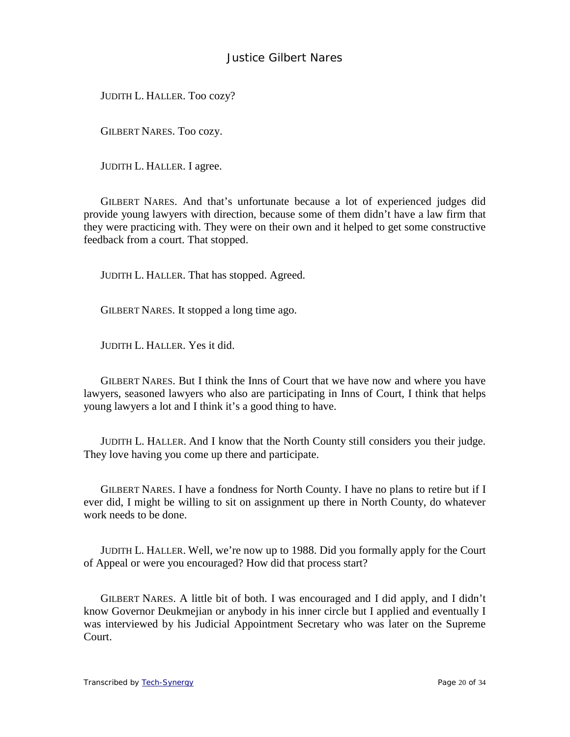JUDITH L. HALLER. Too cozy?

GILBERT NARES. Too cozy.

JUDITH L. HALLER. I agree.

GILBERT NARES. And that's unfortunate because a lot of experienced judges did provide young lawyers with direction, because some of them didn't have a law firm that they were practicing with. They were on their own and it helped to get some constructive feedback from a court. That stopped.

JUDITH L. HALLER. That has stopped. Agreed.

GILBERT NARES. It stopped a long time ago.

JUDITH L. HALLER. Yes it did.

GILBERT NARES. But I think the Inns of Court that we have now and where you have lawyers, seasoned lawyers who also are participating in Inns of Court, I think that helps young lawyers a lot and I think it's a good thing to have.

JUDITH L. HALLER. And I know that the North County still considers you their judge. They love having you come up there and participate.

GILBERT NARES. I have a fondness for North County. I have no plans to retire but if I ever did, I might be willing to sit on assignment up there in North County, do whatever work needs to be done.

JUDITH L. HALLER. Well, we're now up to 1988. Did you formally apply for the Court of Appeal or were you encouraged? How did that process start?

GILBERT NARES. A little bit of both. I was encouraged and I did apply, and I didn't know Governor Deukmejian or anybody in his inner circle but I applied and eventually I was interviewed by his Judicial Appointment Secretary who was later on the Supreme Court.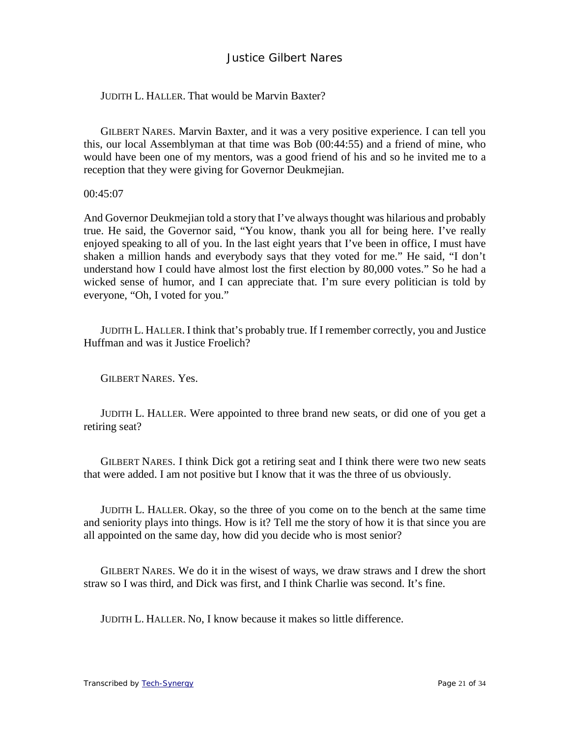JUDITH L. HALLER. That would be Marvin Baxter?

GILBERT NARES. Marvin Baxter, and it was a very positive experience. I can tell you this, our local Assemblyman at that time was Bob (00:44:55) and a friend of mine, who would have been one of my mentors, was a good friend of his and so he invited me to a reception that they were giving for Governor Deukmejian.

00:45:07

And Governor Deukmejian told a story that I've always thought was hilarious and probably true. He said, the Governor said, "You know, thank you all for being here. I've really enjoyed speaking to all of you. In the last eight years that I've been in office, I must have shaken a million hands and everybody says that they voted for me." He said, "I don't understand how I could have almost lost the first election by 80,000 votes." So he had a wicked sense of humor, and I can appreciate that. I'm sure every politician is told by everyone, "Oh, I voted for you."

JUDITH L. HALLER. I think that's probably true. If I remember correctly, you and Justice Huffman and was it Justice Froelich?

GILBERT NARES. Yes.

JUDITH L. HALLER. Were appointed to three brand new seats, or did one of you get a retiring seat?

GILBERT NARES. I think Dick got a retiring seat and I think there were two new seats that were added. I am not positive but I know that it was the three of us obviously.

JUDITH L. HALLER. Okay, so the three of you come on to the bench at the same time and seniority plays into things. How is it? Tell me the story of how it is that since you are all appointed on the same day, how did you decide who is most senior?

GILBERT NARES. We do it in the wisest of ways, we draw straws and I drew the short straw so I was third, and Dick was first, and I think Charlie was second. It's fine.

JUDITH L. HALLER. No, I know because it makes so little difference.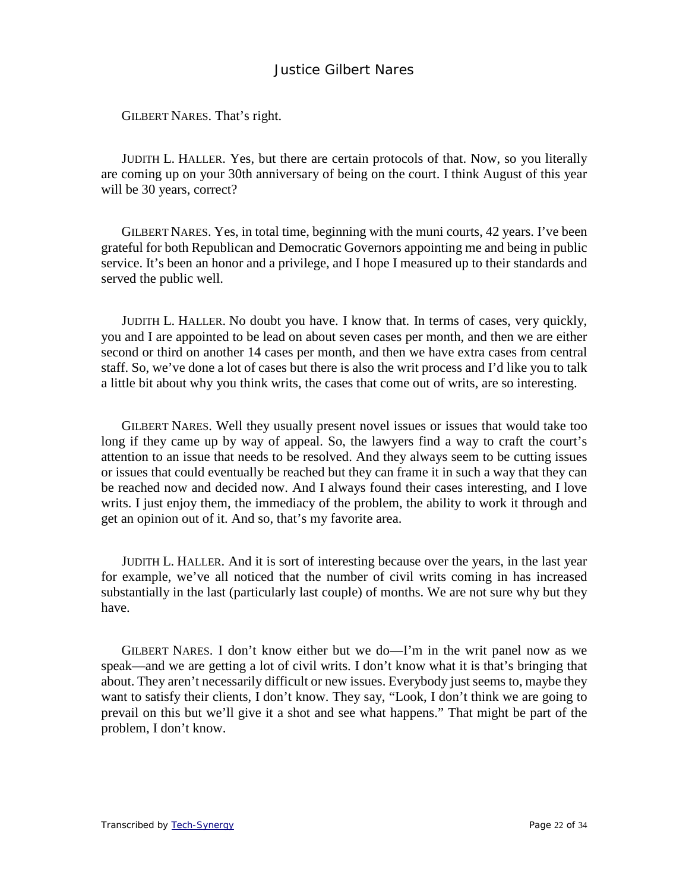GILBERT NARES. That's right.

JUDITH L. HALLER. Yes, but there are certain protocols of that. Now, so you literally are coming up on your 30th anniversary of being on the court. I think August of this year will be 30 years, correct?

GILBERT NARES. Yes, in total time, beginning with the muni courts, 42 years. I've been grateful for both Republican and Democratic Governors appointing me and being in public service. It's been an honor and a privilege, and I hope I measured up to their standards and served the public well.

JUDITH L. HALLER. No doubt you have. I know that. In terms of cases, very quickly, you and I are appointed to be lead on about seven cases per month, and then we are either second or third on another 14 cases per month, and then we have extra cases from central staff. So, we've done a lot of cases but there is also the writ process and I'd like you to talk a little bit about why you think writs, the cases that come out of writs, are so interesting.

GILBERT NARES. Well they usually present novel issues or issues that would take too long if they came up by way of appeal. So, the lawyers find a way to craft the court's attention to an issue that needs to be resolved. And they always seem to be cutting issues or issues that could eventually be reached but they can frame it in such a way that they can be reached now and decided now. And I always found their cases interesting, and I love writs. I just enjoy them, the immediacy of the problem, the ability to work it through and get an opinion out of it. And so, that's my favorite area.

JUDITH L. HALLER. And it is sort of interesting because over the years, in the last year for example, we've all noticed that the number of civil writs coming in has increased substantially in the last (particularly last couple) of months. We are not sure why but they have.

GILBERT NARES. I don't know either but we do—I'm in the writ panel now as we speak—and we are getting a lot of civil writs. I don't know what it is that's bringing that about. They aren't necessarily difficult or new issues. Everybody just seems to, maybe they want to satisfy their clients, I don't know. They say, "Look, I don't think we are going to prevail on this but we'll give it a shot and see what happens." That might be part of the problem, I don't know.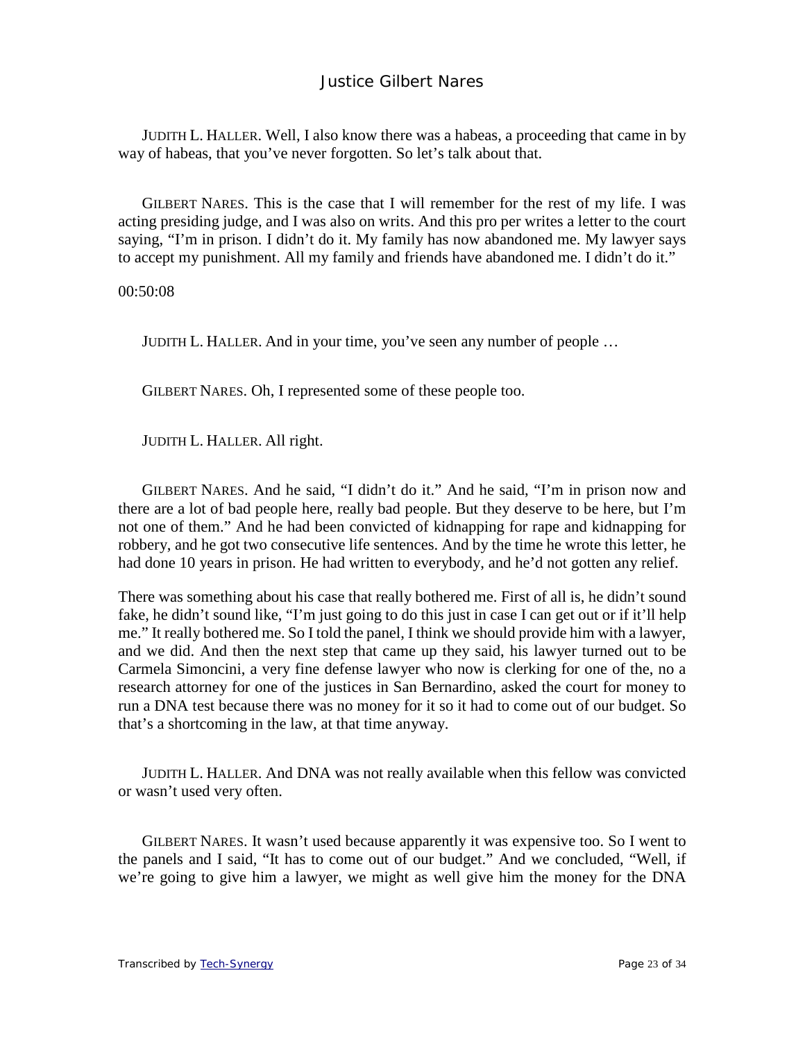JUDITH L. HALLER. Well, I also know there was a habeas, a proceeding that came in by way of habeas, that you've never forgotten. So let's talk about that.

GILBERT NARES. This is the case that I will remember for the rest of my life. I was acting presiding judge, and I was also on writs. And this pro per writes a letter to the court saying, "I'm in prison. I didn't do it. My family has now abandoned me. My lawyer says to accept my punishment. All my family and friends have abandoned me. I didn't do it."

00:50:08

JUDITH L. HALLER. And in your time, you've seen any number of people …

GILBERT NARES. Oh, I represented some of these people too.

JUDITH L. HALLER. All right.

GILBERT NARES. And he said, "I didn't do it." And he said, "I'm in prison now and there are a lot of bad people here, really bad people. But they deserve to be here, but I'm not one of them." And he had been convicted of kidnapping for rape and kidnapping for robbery, and he got two consecutive life sentences. And by the time he wrote this letter, he had done 10 years in prison. He had written to everybody, and he'd not gotten any relief.

There was something about his case that really bothered me. First of all is, he didn't sound fake, he didn't sound like, "I'm just going to do this just in case I can get out or if it'll help me." It really bothered me. So I told the panel, I think we should provide him with a lawyer, and we did. And then the next step that came up they said, his lawyer turned out to be Carmela Simoncini, a very fine defense lawyer who now is clerking for one of the, no a research attorney for one of the justices in San Bernardino, asked the court for money to run a DNA test because there was no money for it so it had to come out of our budget. So that's a shortcoming in the law, at that time anyway.

JUDITH L. HALLER. And DNA was not really available when this fellow was convicted or wasn't used very often.

GILBERT NARES. It wasn't used because apparently it was expensive too. So I went to the panels and I said, "It has to come out of our budget." And we concluded, "Well, if we're going to give him a lawyer, we might as well give him the money for the DNA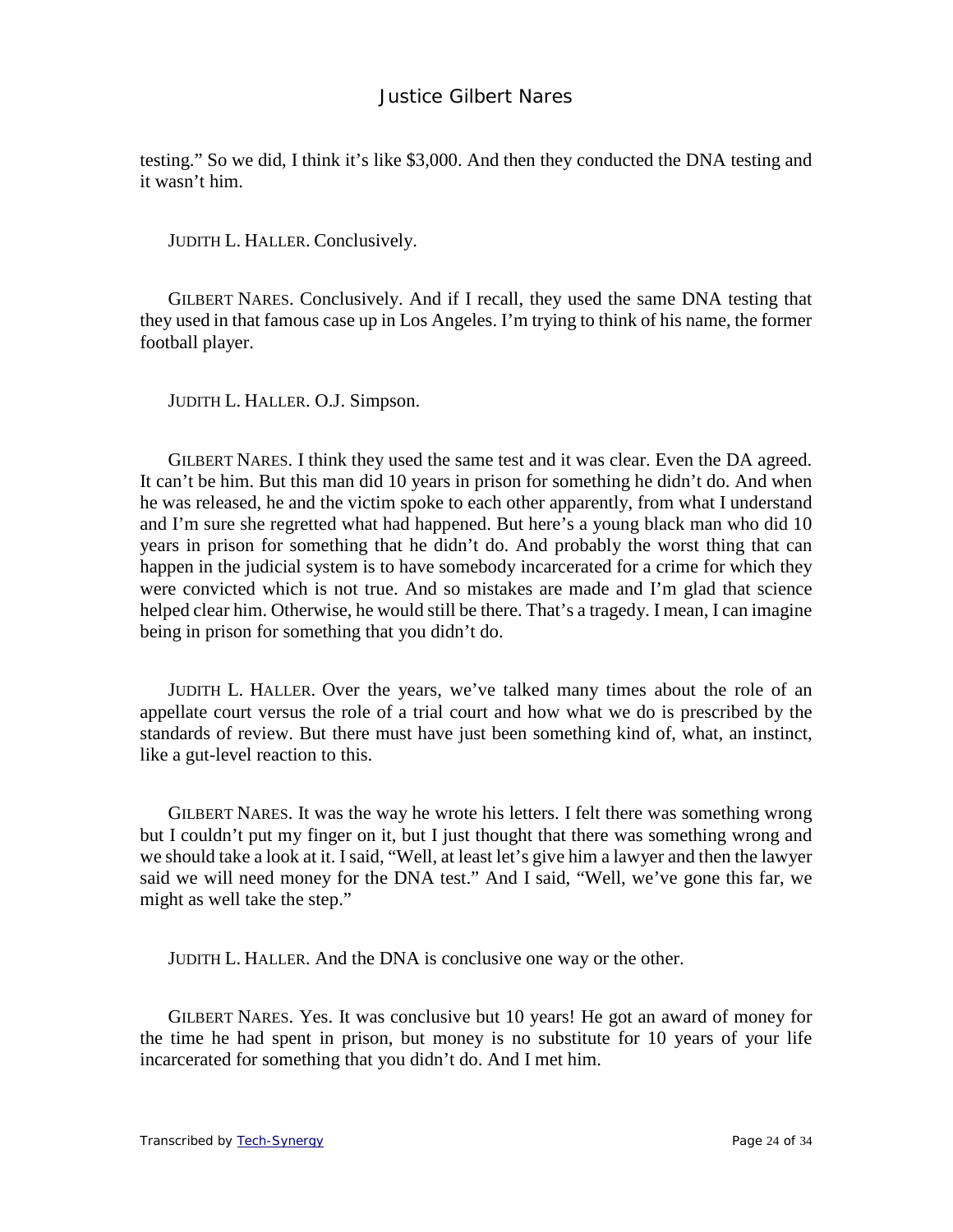testing." So we did, I think it's like $3,000. And then they conducted the DNA testing and it wasn't him.

JUDITH L. HALLER. Conclusively.

GILBERT NARES. Conclusively. And if I recall, they used the same DNA testing that they used in that famous case up in Los Angeles. I'm trying to think of his name, the former football player.

JUDITH L. HALLER. O.J. Simpson.

GILBERT NARES. I think they used the same test and it was clear. Even the DA agreed. It can't be him. But this man did 10 years in prison for something he didn't do. And when he was released, he and the victim spoke to each other apparently, from what I understand and I'm sure she regretted what had happened. But here's a young black man who did 10 years in prison for something that he didn't do. And probably the worst thing that can happen in the judicial system is to have somebody incarcerated for a crime for which they were convicted which is not true. And so mistakes are made and I'm glad that science helped clear him. Otherwise, he would still be there. That's a tragedy. I mean, I can imagine being in prison for something that you didn't do.

JUDITH L. HALLER. Over the years, we've talked many times about the role of an appellate court versus the role of a trial court and how what we do is prescribed by the standards of review. But there must have just been something kind of, what, an instinct, like a gut-level reaction to this.

GILBERT NARES. It was the way he wrote his letters. I felt there was something wrong but I couldn't put my finger on it, but I just thought that there was something wrong and we should take a look at it. I said, "Well, at least let's give him a lawyer and then the lawyer said we will need money for the DNA test." And I said, "Well, we've gone this far, we might as well take the step."

JUDITH L. HALLER. And the DNA is conclusive one way or the other.

GILBERT NARES. Yes. It was conclusive but 10 years! He got an award of money for the time he had spent in prison, but money is no substitute for 10 years of your life incarcerated for something that you didn't do. And I met him.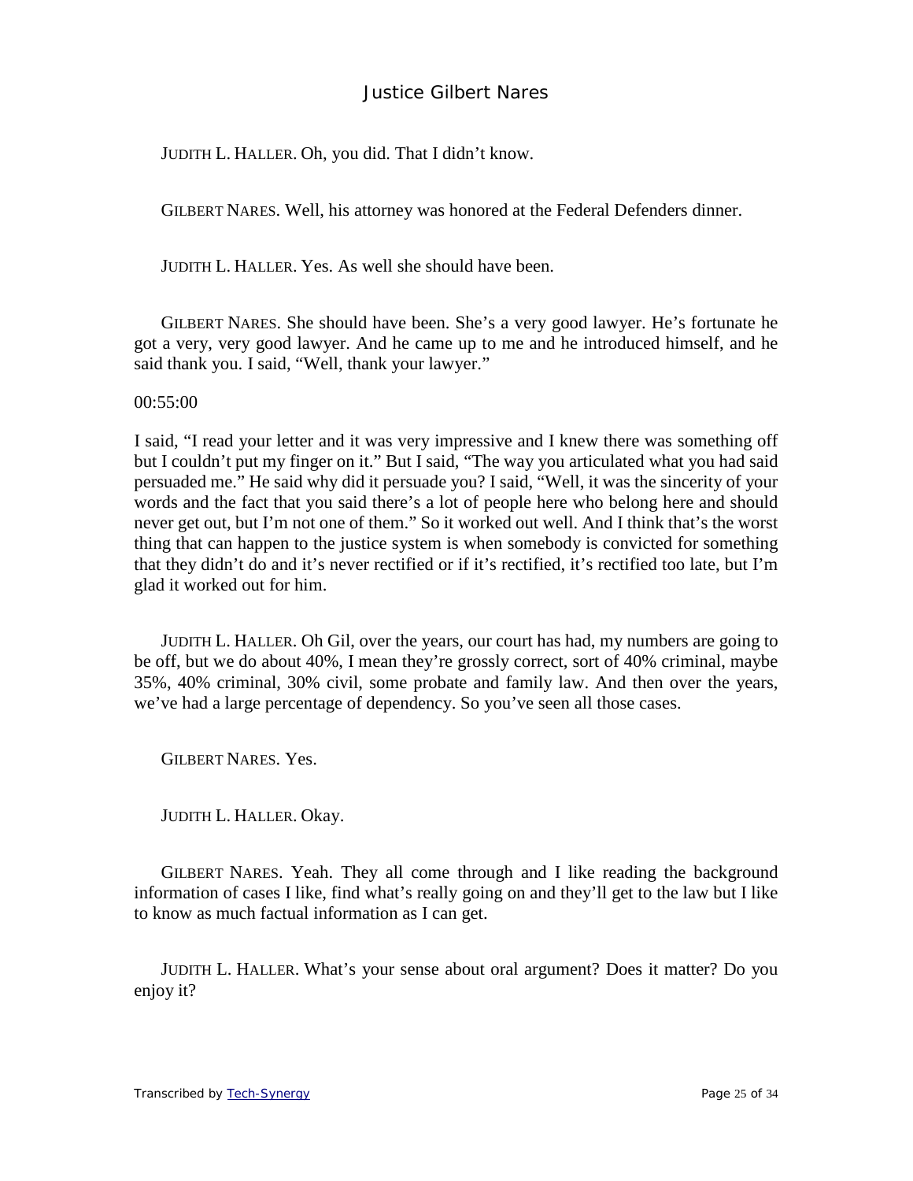JUDITH L. HALLER. Oh, you did. That I didn't know.

GILBERT NARES. Well, his attorney was honored at the Federal Defenders dinner.

JUDITH L. HALLER. Yes. As well she should have been.

GILBERT NARES. She should have been. She's a very good lawyer. He's fortunate he got a very, very good lawyer. And he came up to me and he introduced himself, and he said thank you. I said, "Well, thank your lawyer."

00:55:00

I said, "I read your letter and it was very impressive and I knew there was something off but I couldn't put my finger on it." But I said, "The way you articulated what you had said persuaded me." He said why did it persuade you? I said, "Well, it was the sincerity of your words and the fact that you said there's a lot of people here who belong here and should never get out, but I'm not one of them." So it worked out well. And I think that's the worst thing that can happen to the justice system is when somebody is convicted for something that they didn't do and it's never rectified or if it's rectified, it's rectified too late, but I'm glad it worked out for him.

JUDITH L. HALLER. Oh Gil, over the years, our court has had, my numbers are going to be off, but we do about 40%, I mean they're grossly correct, sort of 40% criminal, maybe 35%, 40% criminal, 30% civil, some probate and family law. And then over the years, we've had a large percentage of dependency. So you've seen all those cases.

GILBERT NARES. Yes.

JUDITH L. HALLER. Okay.

GILBERT NARES. Yeah. They all come through and I like reading the background information of cases I like, find what's really going on and they'll get to the law but I like to know as much factual information as I can get.

JUDITH L. HALLER. What's your sense about oral argument? Does it matter? Do you enjoy it?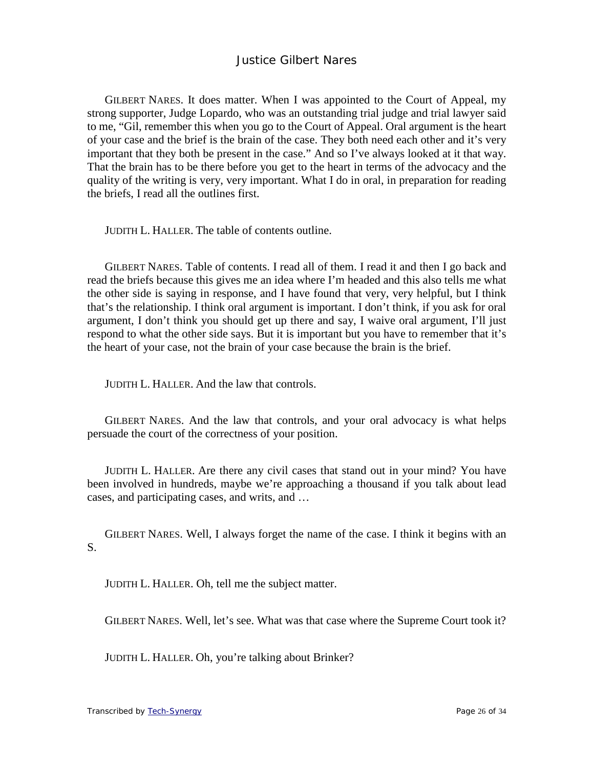GILBERT NARES. It does matter. When I was appointed to the Court of Appeal, my strong supporter, Judge Lopardo, who was an outstanding trial judge and trial lawyer said to me, "Gil, remember this when you go to the Court of Appeal. Oral argument is the heart of your case and the brief is the brain of the case. They both need each other and it's very important that they both be present in the case." And so I've always looked at it that way. That the brain has to be there before you get to the heart in terms of the advocacy and the quality of the writing is very, very important. What I do in oral, in preparation for reading the briefs, I read all the outlines first.

JUDITH L. HALLER. The table of contents outline.

GILBERT NARES. Table of contents. I read all of them. I read it and then I go back and read the briefs because this gives me an idea where I'm headed and this also tells me what the other side is saying in response, and I have found that very, very helpful, but I think that's the relationship. I think oral argument is important. I don't think, if you ask for oral argument, I don't think you should get up there and say, I waive oral argument, I'll just respond to what the other side says. But it is important but you have to remember that it's the heart of your case, not the brain of your case because the brain is the brief.

JUDITH L. HALLER. And the law that controls.

GILBERT NARES. And the law that controls, and your oral advocacy is what helps persuade the court of the correctness of your position.

JUDITH L. HALLER. Are there any civil cases that stand out in your mind? You have been involved in hundreds, maybe we're approaching a thousand if you talk about lead cases, and participating cases, and writs, and …

GILBERT NARES. Well, I always forget the name of the case. I think it begins with an S.

JUDITH L. HALLER. Oh, tell me the subject matter.

GILBERT NARES. Well, let's see. What was that case where the Supreme Court took it?

JUDITH L. HALLER. Oh, you're talking about Brinker?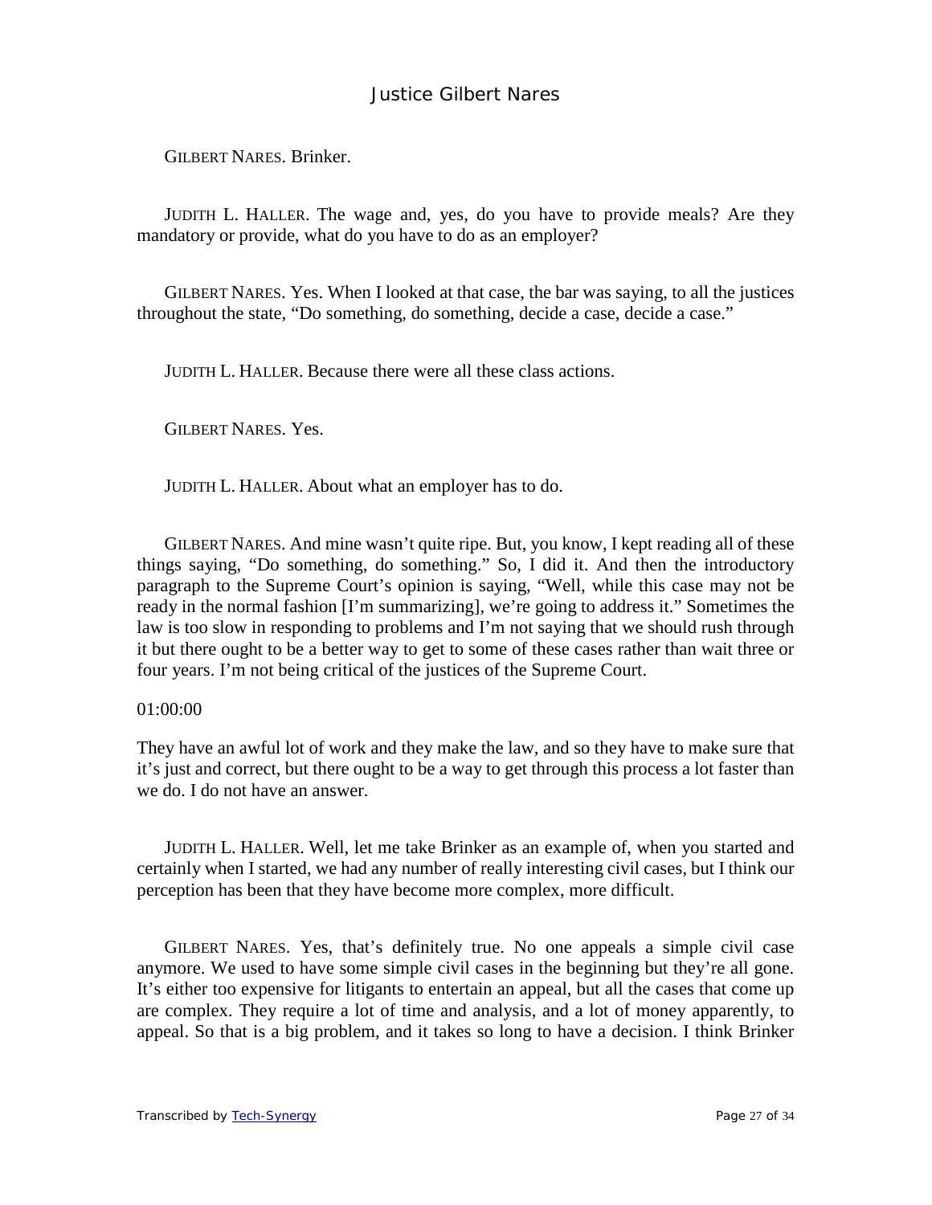GILBERT NARES. Brinker.

JUDITH L. HALLER. The wage and, yes, do you have to provide meals? Are they mandatory or provide, what do you have to do as an employer?

GILBERT NARES. Yes. When I looked at that case, the bar was saying, to all the justices throughout the state, "Do something, do something, decide a case, decide a case."

JUDITH L. HALLER. Because there were all these class actions.

GILBERT NARES. Yes.

JUDITH L. HALLER. About what an employer has to do.

GILBERT NARES. And mine wasn't quite ripe. But, you know, I kept reading all of these things saying, "Do something, do something." So, I did it. And then the introductory paragraph to the Supreme Court's opinion is saying, "Well, while this case may not be ready in the normal fashion [I'm summarizing], we're going to address it." Sometimes the law is too slow in responding to problems and I'm not saying that we should rush through it but there ought to be a better way to get to some of these cases rather than wait three or four years. I'm not being critical of the justices of the Supreme Court.

01:00:00

They have an awful lot of work and they make the law, and so they have to make sure that it's just and correct, but there ought to be a way to get through this process a lot faster than we do. I do not have an answer.

JUDITH L. HALLER. Well, let me take Brinker as an example of, when you started and certainly when I started, we had any number of really interesting civil cases, but I think our perception has been that they have become more complex, more difficult.

GILBERT NARES. Yes, that's definitely true. No one appeals a simple civil case anymore. We used to have some simple civil cases in the beginning but they're all gone. It's either too expensive for litigants to entertain an appeal, but all the cases that come up are complex. They require a lot of time and analysis, and a lot of money apparently, to appeal. So that is a big problem, and it takes so long to have a decision. I think Brinker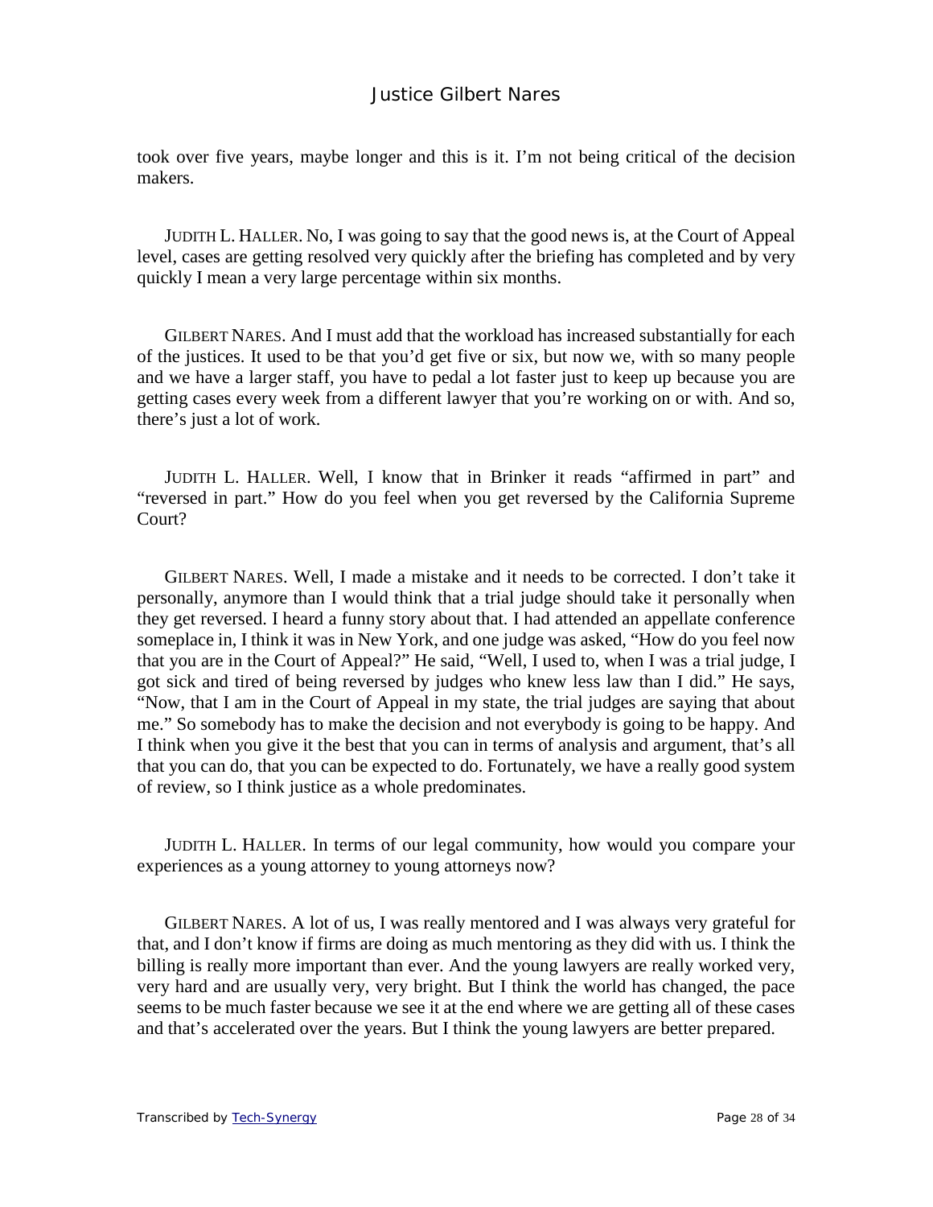took over five years, maybe longer and this is it. I'm not being critical of the decision makers.

JUDITH L. HALLER. No, I was going to say that the good news is, at the Court of Appeal level, cases are getting resolved very quickly after the briefing has completed and by very quickly I mean a very large percentage within six months.

GILBERT NARES. And I must add that the workload has increased substantially for each of the justices. It used to be that you'd get five or six, but now we, with so many people and we have a larger staff, you have to pedal a lot faster just to keep up because you are getting cases every week from a different lawyer that you're working on or with. And so, there's just a lot of work.

JUDITH L. HALLER. Well, I know that in Brinker it reads "affirmed in part" and "reversed in part." How do you feel when you get reversed by the California Supreme Court?

GILBERT NARES. Well, I made a mistake and it needs to be corrected. I don't take it personally, anymore than I would think that a trial judge should take it personally when they get reversed. I heard a funny story about that. I had attended an appellate conference someplace in, I think it was in New York, and one judge was asked, "How do you feel now that you are in the Court of Appeal?" He said, "Well, I used to, when I was a trial judge, I got sick and tired of being reversed by judges who knew less law than I did." He says, "Now, that I am in the Court of Appeal in my state, the trial judges are saying that about me." So somebody has to make the decision and not everybody is going to be happy. And I think when you give it the best that you can in terms of analysis and argument, that's all that you can do, that you can be expected to do. Fortunately, we have a really good system of review, so I think justice as a whole predominates.

JUDITH L. HALLER. In terms of our legal community, how would you compare your experiences as a young attorney to young attorneys now?

GILBERT NARES. A lot of us, I was really mentored and I was always very grateful for that, and I don't know if firms are doing as much mentoring as they did with us. I think the billing is really more important than ever. And the young lawyers are really worked very, very hard and are usually very, very bright. But I think the world has changed, the pace seems to be much faster because we see it at the end where we are getting all of these cases and that's accelerated over the years. But I think the young lawyers are better prepared.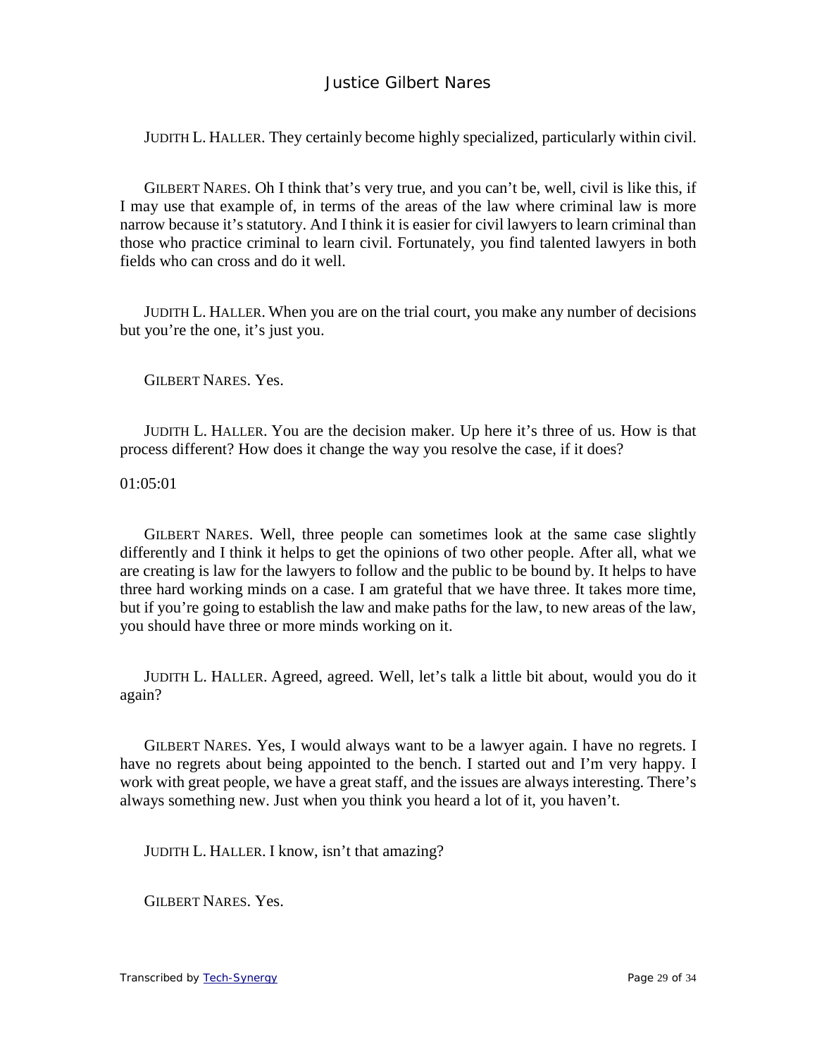JUDITH L. HALLER. They certainly become highly specialized, particularly within civil.

GILBERT NARES. Oh I think that's very true, and you can't be, well, civil is like this, if I may use that example of, in terms of the areas of the law where criminal law is more narrow because it's statutory. And I think it is easier for civil lawyers to learn criminal than those who practice criminal to learn civil. Fortunately, you find talented lawyers in both fields who can cross and do it well.

JUDITH L. HALLER. When you are on the trial court, you make any number of decisions but you're the one, it's just you.

GILBERT NARES. Yes.

JUDITH L. HALLER. You are the decision maker. Up here it's three of us. How is that process different? How does it change the way you resolve the case, if it does?

01:05:01

GILBERT NARES. Well, three people can sometimes look at the same case slightly differently and I think it helps to get the opinions of two other people. After all, what we are creating is law for the lawyers to follow and the public to be bound by. It helps to have three hard working minds on a case. I am grateful that we have three. It takes more time, but if you're going to establish the law and make paths for the law, to new areas of the law, you should have three or more minds working on it.

JUDITH L. HALLER. Agreed, agreed. Well, let's talk a little bit about, would you do it again?

GILBERT NARES. Yes, I would always want to be a lawyer again. I have no regrets. I have no regrets about being appointed to the bench. I started out and I'm very happy. I work with great people, we have a great staff, and the issues are always interesting. There's always something new. Just when you think you heard a lot of it, you haven't.

JUDITH L. HALLER. I know, isn't that amazing?

GILBERT NARES. Yes.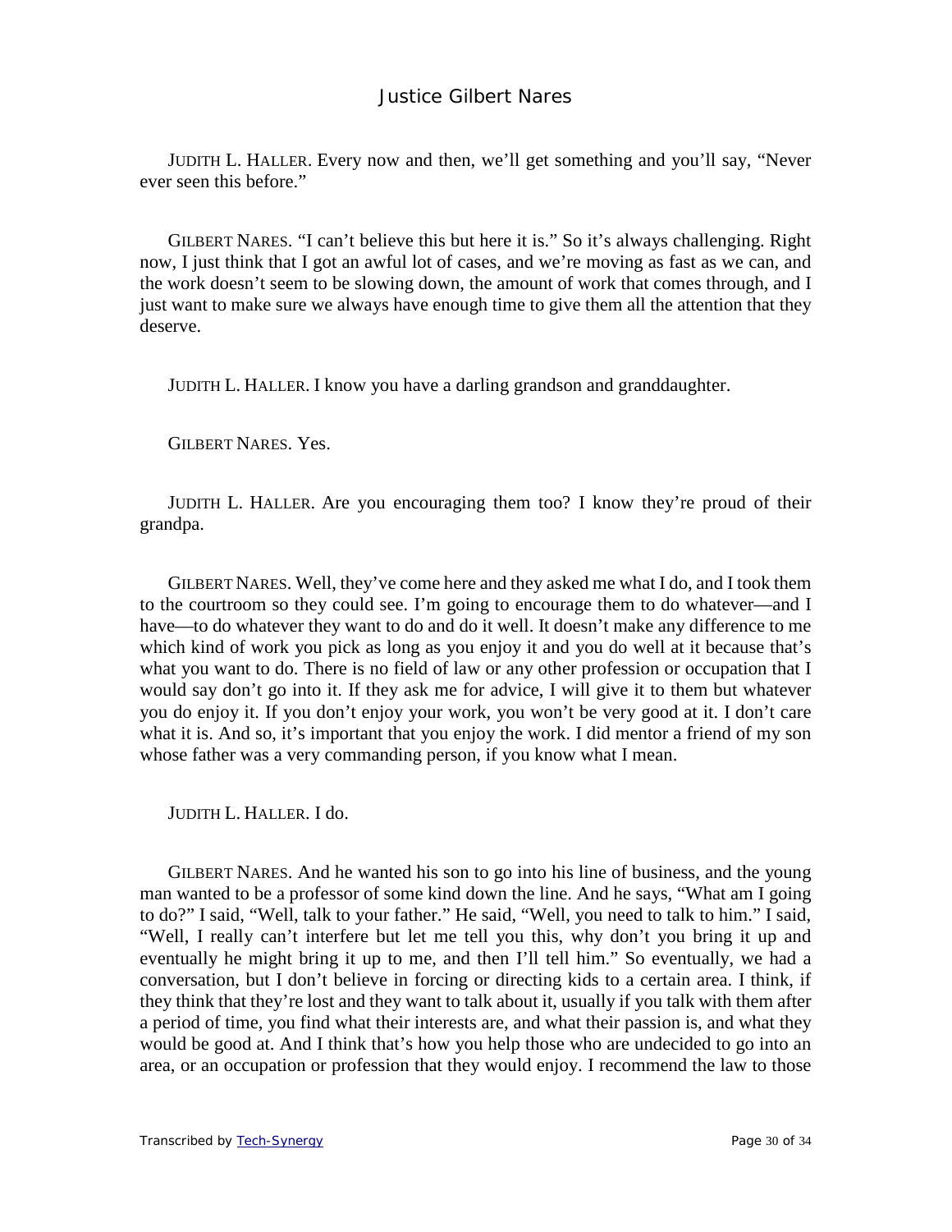JUDITH L. HALLER. Every now and then, we'll get something and you'll say, "Never ever seen this before."

GILBERT NARES. "I can't believe this but here it is." So it's always challenging. Right now, I just think that I got an awful lot of cases, and we're moving as fast as we can, and the work doesn't seem to be slowing down, the amount of work that comes through, and I just want to make sure we always have enough time to give them all the attention that they deserve.

JUDITH L. HALLER. I know you have a darling grandson and granddaughter.

GILBERT NARES. Yes.

JUDITH L. HALLER. Are you encouraging them too? I know they're proud of their grandpa.

GILBERT NARES. Well, they've come here and they asked me what I do, and I took them to the courtroom so they could see. I'm going to encourage them to do whatever—and I have—to do whatever they want to do and do it well. It doesn't make any difference to me which kind of work you pick as long as you enjoy it and you do well at it because that's what you want to do. There is no field of law or any other profession or occupation that I would say don't go into it. If they ask me for advice, I will give it to them but whatever you do enjoy it. If you don't enjoy your work, you won't be very good at it. I don't care what it is. And so, it's important that you enjoy the work. I did mentor a friend of my son whose father was a very commanding person, if you know what I mean.

JUDITH L. HALLER. I do.

GILBERT NARES. And he wanted his son to go into his line of business, and the young man wanted to be a professor of some kind down the line. And he says, "What am I going to do?" I said, "Well, talk to your father." He said, "Well, you need to talk to him." I said, "Well, I really can't interfere but let me tell you this, why don't you bring it up and eventually he might bring it up to me, and then I'll tell him." So eventually, we had a conversation, but I don't believe in forcing or directing kids to a certain area. I think, if they think that they're lost and they want to talk about it, usually if you talk with them after a period of time, you find what their interests are, and what their passion is, and what they would be good at. And I think that's how you help those who are undecided to go into an area, or an occupation or profession that they would enjoy. I recommend the law to those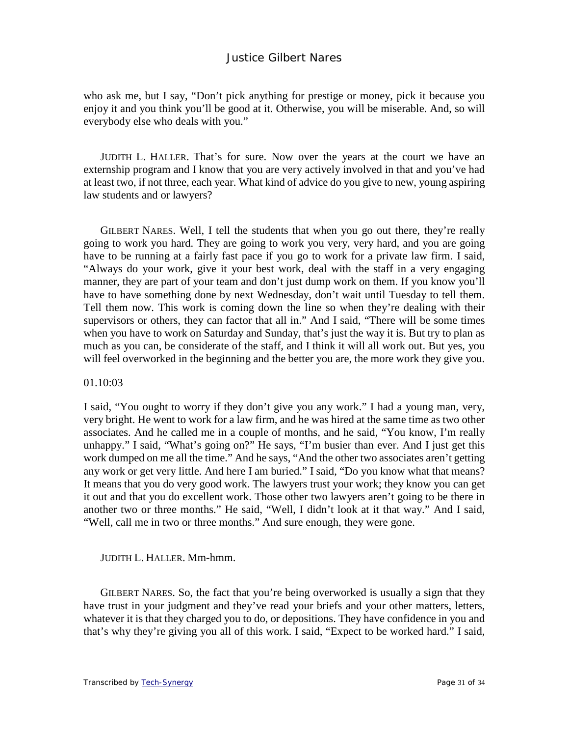who ask me, but I say, "Don't pick anything for prestige or money, pick it because you enjoy it and you think you'll be good at it. Otherwise, you will be miserable. And, so will everybody else who deals with you."

JUDITH L. HALLER. That's for sure. Now over the years at the court we have an externship program and I know that you are very actively involved in that and you've had at least two, if not three, each year. What kind of advice do you give to new, young aspiring law students and or lawyers?

GILBERT NARES. Well, I tell the students that when you go out there, they're really going to work you hard. They are going to work you very, very hard, and you are going have to be running at a fairly fast pace if you go to work for a private law firm. I said, "Always do your work, give it your best work, deal with the staff in a very engaging manner, they are part of your team and don't just dump work on them. If you know you'll have to have something done by next Wednesday, don't wait until Tuesday to tell them. Tell them now. This work is coming down the line so when they're dealing with their supervisors or others, they can factor that all in." And I said, "There will be some times when you have to work on Saturday and Sunday, that's just the way it is. But try to plan as much as you can, be considerate of the staff, and I think it will all work out. But yes, you will feel overworked in the beginning and the better you are, the more work they give you.

01.10:03

I said, "You ought to worry if they don't give you any work." I had a young man, very, very bright. He went to work for a law firm, and he was hired at the same time as two other associates. And he called me in a couple of months, and he said, "You know, I'm really unhappy." I said, "What's going on?" He says, "I'm busier than ever. And I just get this work dumped on me all the time." And he says, "And the other two associates aren't getting any work or get very little. And here I am buried." I said, "Do you know what that means? It means that you do very good work. The lawyers trust your work; they know you can get it out and that you do excellent work. Those other two lawyers aren't going to be there in another two or three months." He said, "Well, I didn't look at it that way." And I said, "Well, call me in two or three months." And sure enough, they were gone.

JUDITH L. HALLER. Mm-hmm.

GILBERT NARES. So, the fact that you're being overworked is usually a sign that they have trust in your judgment and they've read your briefs and your other matters, letters, whatever it is that they charged you to do, or depositions. They have confidence in you and that's why they're giving you all of this work. I said, "Expect to be worked hard." I said,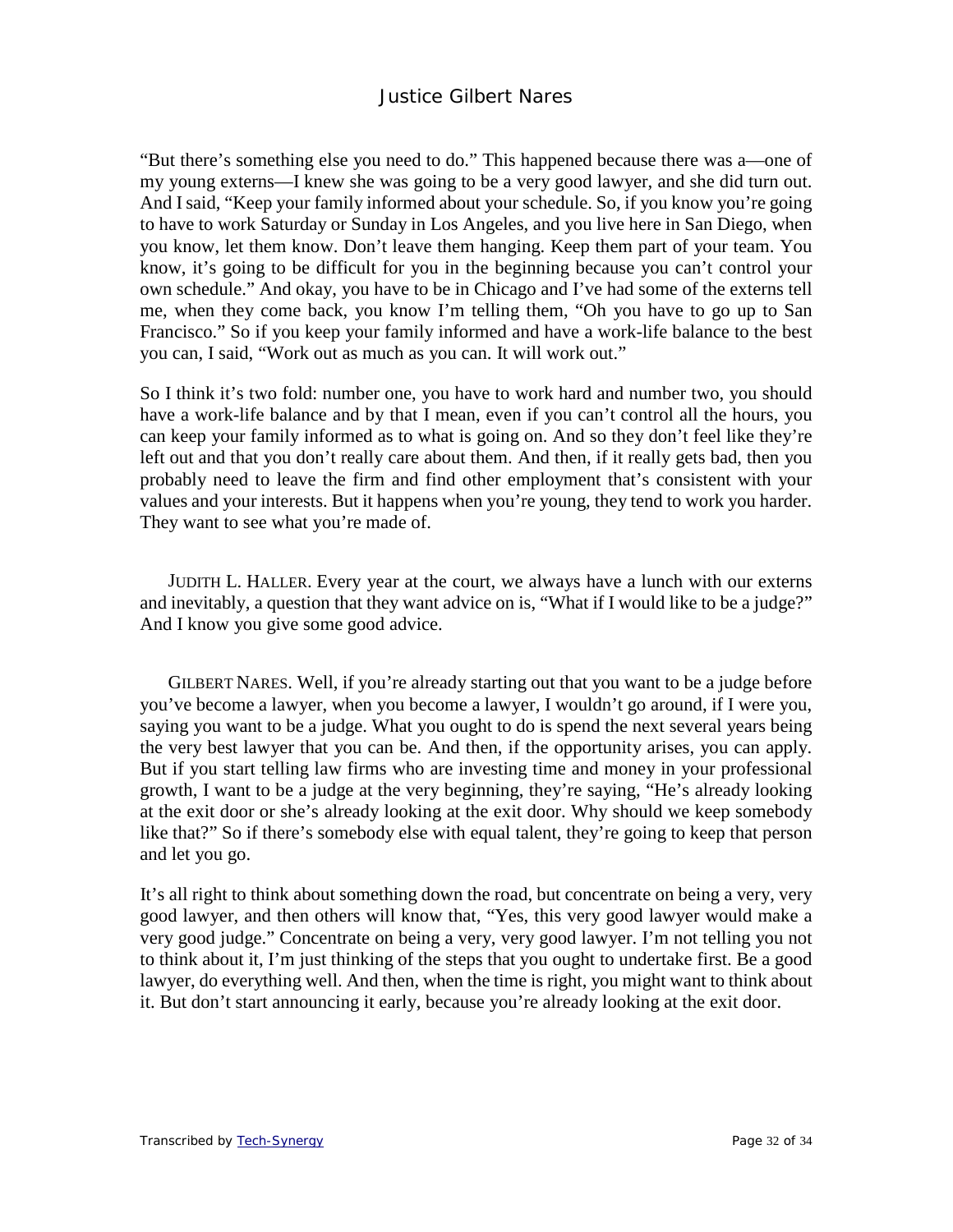"But there's something else you need to do." This happened because there was a—one of my young externs—I knew she was going to be a very good lawyer, and she did turn out. And I said, "Keep your family informed about your schedule. So, if you know you're going to have to work Saturday or Sunday in Los Angeles, and you live here in San Diego, when you know, let them know. Don't leave them hanging. Keep them part of your team. You know, it's going to be difficult for you in the beginning because you can't control your own schedule." And okay, you have to be in Chicago and I've had some of the externs tell me, when they come back, you know I'm telling them, "Oh you have to go up to San Francisco." So if you keep your family informed and have a work-life balance to the best you can, I said, "Work out as much as you can. It will work out."

So I think it's two fold: number one, you have to work hard and number two, you should have a work-life balance and by that I mean, even if you can't control all the hours, you can keep your family informed as to what is going on. And so they don't feel like they're left out and that you don't really care about them. And then, if it really gets bad, then you probably need to leave the firm and find other employment that's consistent with your values and your interests. But it happens when you're young, they tend to work you harder. They want to see what you're made of.

JUDITH L. HALLER. Every year at the court, we always have a lunch with our externs and inevitably, a question that they want advice on is, "What if I would like to be a judge?" And I know you give some good advice.

GILBERT NARES. Well, if you're already starting out that you want to be a judge before you've become a lawyer, when you become a lawyer, I wouldn't go around, if I were you, saying you want to be a judge. What you ought to do is spend the next several years being the very best lawyer that you can be. And then, if the opportunity arises, you can apply. But if you start telling law firms who are investing time and money in your professional growth, I want to be a judge at the very beginning, they're saying, "He's already looking at the exit door or she's already looking at the exit door. Why should we keep somebody like that?" So if there's somebody else with equal talent, they're going to keep that person and let you go.

It's all right to think about something down the road, but concentrate on being a very, very good lawyer, and then others will know that, "Yes, this very good lawyer would make a very good judge." Concentrate on being a very, very good lawyer. I'm not telling you not to think about it, I'm just thinking of the steps that you ought to undertake first. Be a good lawyer, do everything well. And then, when the time is right, you might want to think about it. But don't start announcing it early, because you're already looking at the exit door.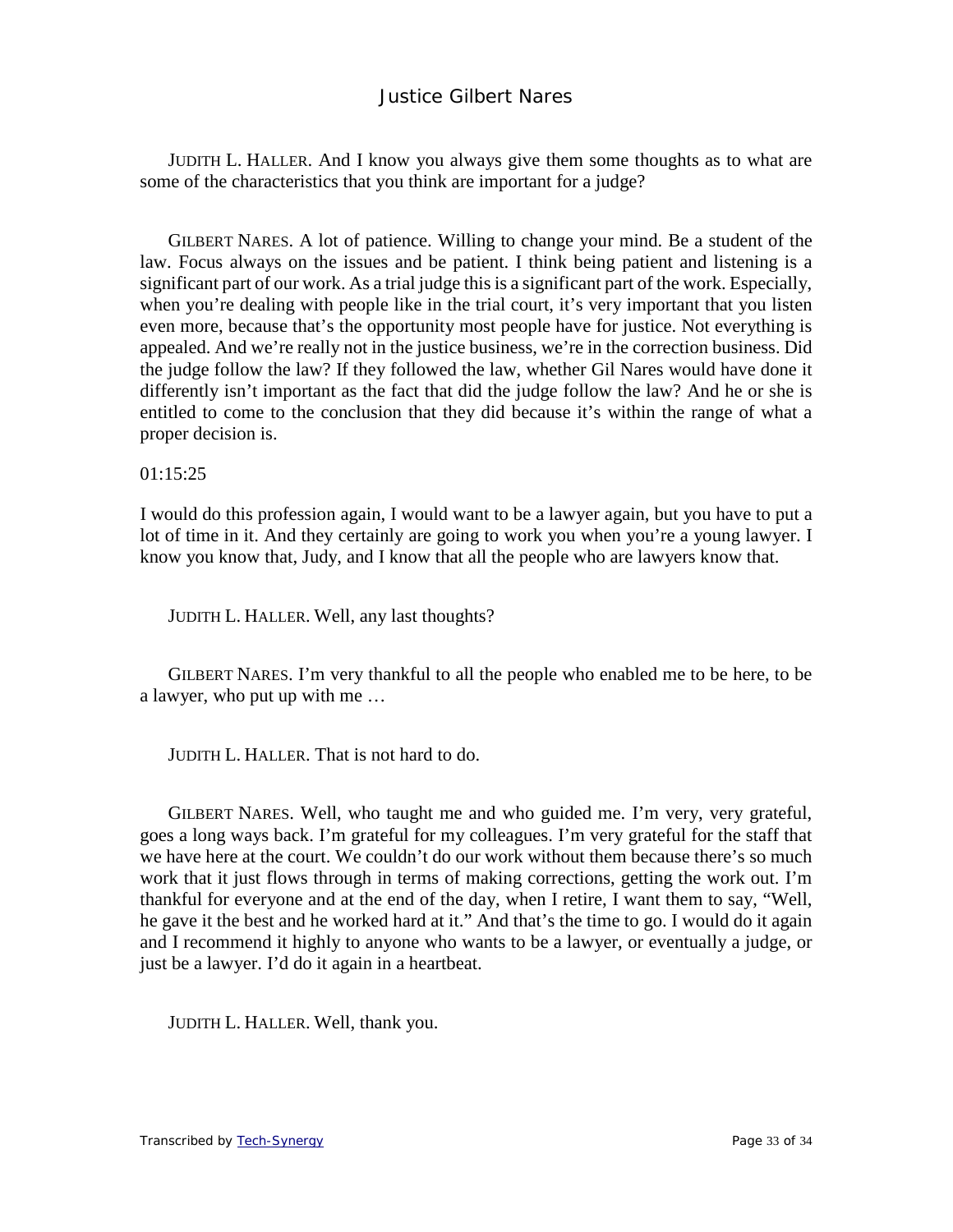JUDITH L. HALLER. And I know you always give them some thoughts as to what are some of the characteristics that you think are important for a judge?

GILBERT NARES. A lot of patience. Willing to change your mind. Be a student of the law. Focus always on the issues and be patient. I think being patient and listening is a significant part of our work. As a trial judge this is a significant part of the work. Especially, when you're dealing with people like in the trial court, it's very important that you listen even more, because that's the opportunity most people have for justice. Not everything is appealed. And we're really not in the justice business, we're in the correction business. Did the judge follow the law? If they followed the law, whether Gil Nares would have done it differently isn't important as the fact that did the judge follow the law? And he or she is entitled to come to the conclusion that they did because it's within the range of what a proper decision is.

01:15:25

I would do this profession again, I would want to be a lawyer again, but you have to put a lot of time in it. And they certainly are going to work you when you're a young lawyer. I know you know that, Judy, and I know that all the people who are lawyers know that.

JUDITH L. HALLER. Well, any last thoughts?

GILBERT NARES. I'm very thankful to all the people who enabled me to be here, to be a lawyer, who put up with me …

JUDITH L. HALLER. That is not hard to do.

GILBERT NARES. Well, who taught me and who guided me. I'm very, very grateful, goes a long ways back. I'm grateful for my colleagues. I'm very grateful for the staff that we have here at the court. We couldn't do our work without them because there's so much work that it just flows through in terms of making corrections, getting the work out. I'm thankful for everyone and at the end of the day, when I retire, I want them to say, "Well, he gave it the best and he worked hard at it." And that's the time to go. I would do it again and I recommend it highly to anyone who wants to be a lawyer, or eventually a judge, or just be a lawyer. I'd do it again in a heartbeat.

JUDITH L. HALLER. Well, thank you.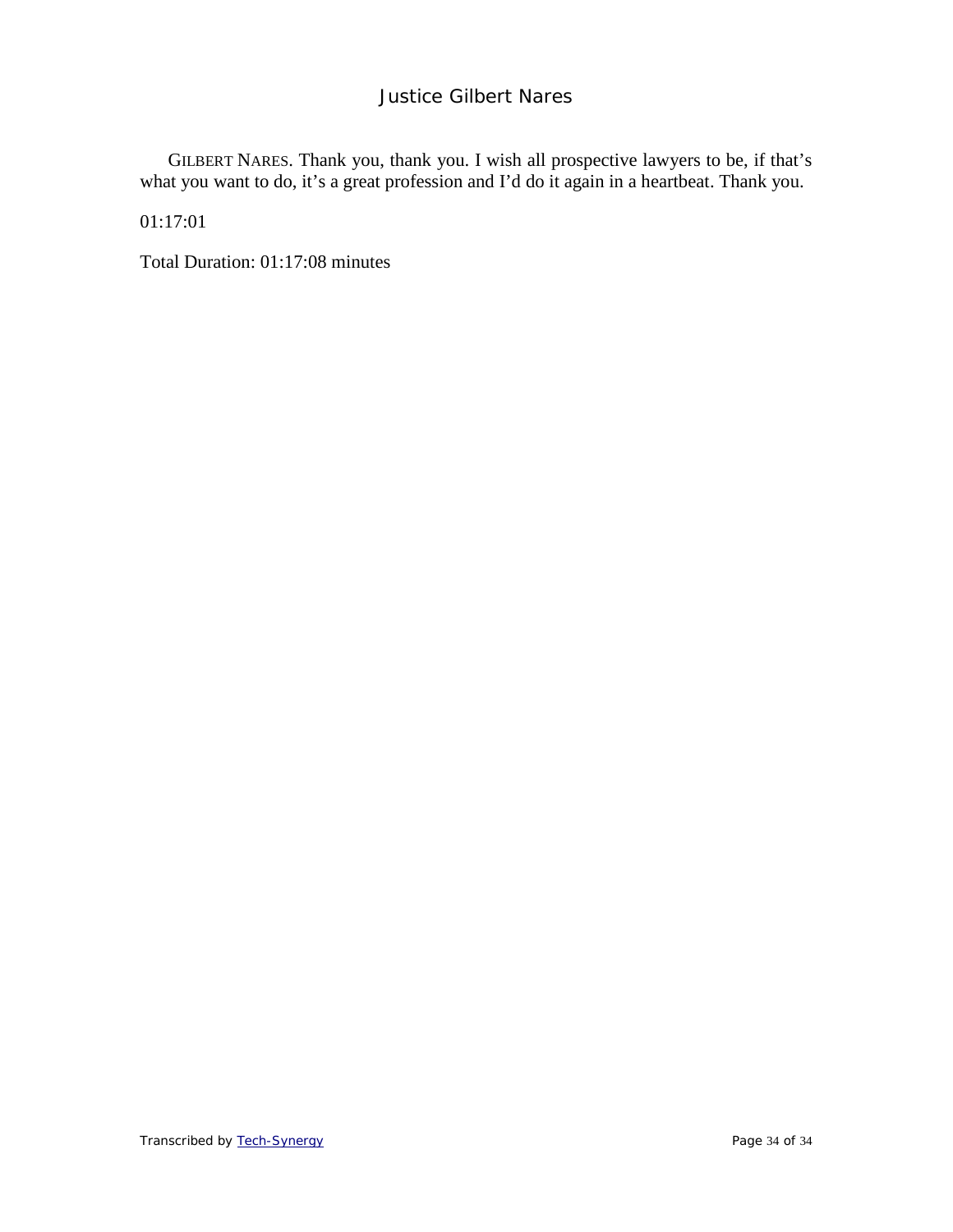GILBERT NARES. Thank you, thank you. I wish all prospective lawyers to be, if that's what you want to do, it's a great profession and I'd do it again in a heartbeat. Thank you.

01:17:01

Total Duration: 01:17:08 minutes